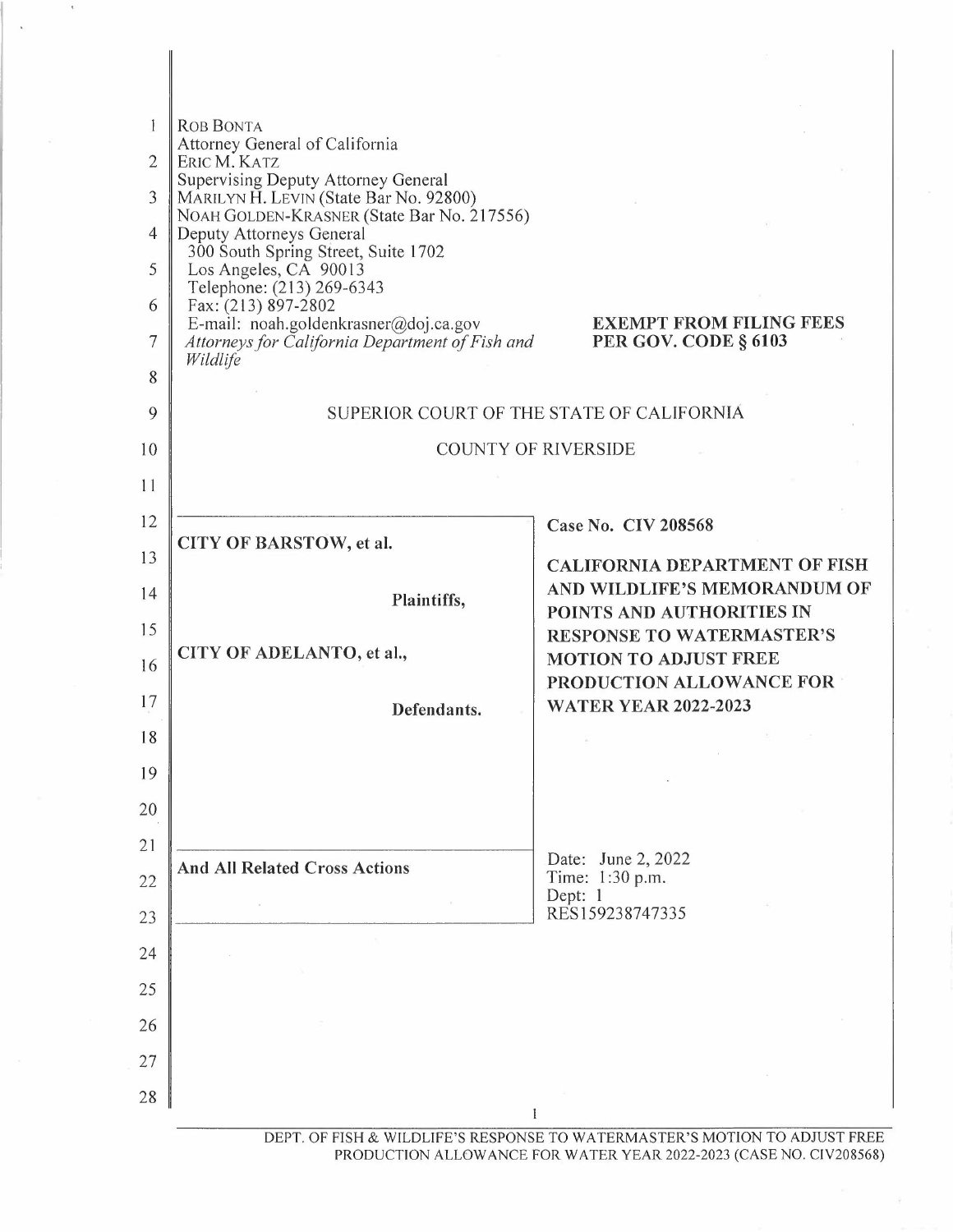ROB BONTA
Attorney General of California
ERIC M. KATZ
Supervising Deputy Attorney General
MARILYN H. LEVIN (State Bar No. 92800)
NOAH GOLDEN-KRASNER (State Bar No. 217556)
Deputy Attorneys General
300 South Spring Street, Suite 1702
Los Angeles, CA 90013
Telephone: (213) 269-6343
Fax: (213) 897-2802
E-mail: noah.goldenkrasner@doj.ca.gov
*Attorneys for California Department of Fish and Wildlife*

**EXEMPT FROM FILING FEES PER GOV. CODE § 6103**

SUPERIOR COURT OF THE STATE OF CALIFORNIA

COUNTY OF RIVERSIDE

**CITY OF BARSTOW, et al.**

**Plaintiffs,**

**CITY OF ADELANTO, et al.,**

**Defendants.**

**And All Related Cross Actions**

**Case No. CIV 208568**

**CALIFORNIA DEPARTMENT OF FISH AND WILDLIFE'S MEMORANDUM OF POINTS AND AUTHORITIES IN RESPONSE TO WATERMASTER'S MOTION TO ADJUST FREE PRODUCTION ALLOWANCE FOR WATER YEAR 2022-2023**

Date: June 2, 2022
Time: 1:30 p.m.
Dept: 1
RES159238747335

DEPT. OF FISH & WILDLIFE'S RESPONSE TO WATERMASTER'S MOTION TO ADJUST FREE PRODUCTION ALLOWANCE FOR WATER YEAR 2022-2023 (CASE NO. CIV208568)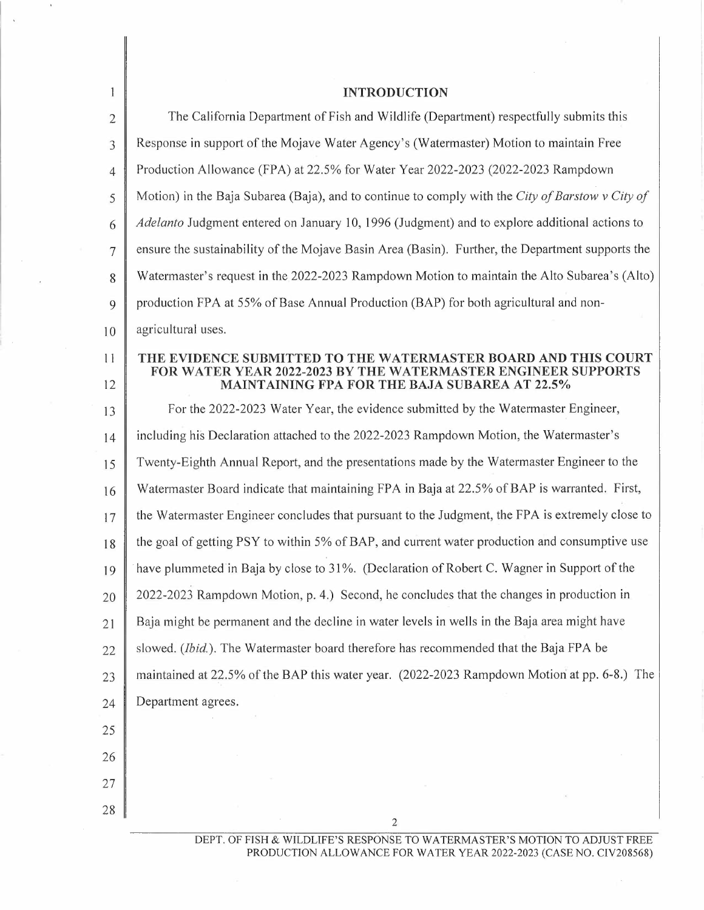## INTRODUCTION

The California Department of Fish and Wildlife (Department) respectfully submits this Response in support of the Mojave Water Agency's (Watermaster) Motion to maintain Free Production Allowance (FPA) at 22.5% for Water Year 2022-2023 (2022-2023 Rampdown Motion) in the Baja Subarea (Baja), and to continue to comply with the *City of Barstow v City of Adelanto* Judgment entered on January 10, 1996 (Judgment) and to explore additional actions to ensure the sustainability of the Mojave Basin Area (Basin). Further, the Department supports the Watermaster's request in the 2022-2023 Rampdown Motion to maintain the Alto Subarea's (Alto) production FPA at 55% of Base Annual Production (BAP) for both agricultural and non-agricultural uses.

## THE EVIDENCE SUBMITTED TO THE WATERMASTER BOARD AND THIS COURT FOR WATER YEAR 2022-2023 BY THE WATERMASTER ENGINEER SUPPORTS MAINTAINING FPA FOR THE BAJA SUBAREA AT 22.5%

For the 2022-2023 Water Year, the evidence submitted by the Watermaster Engineer, including his Declaration attached to the 2022-2023 Rampdown Motion, the Watermaster's Twenty-Eighth Annual Report, and the presentations made by the Watermaster Engineer to the Watermaster Board indicate that maintaining FPA in Baja at 22.5% of BAP is warranted. First, the Watermaster Engineer concludes that pursuant to the Judgment, the FPA is extremely close to the goal of getting PSY to within 5% of BAP, and current water production and consumptive use have plummeted in Baja by close to 31%. (Declaration of Robert C. Wagner in Support of the 2022-2023 Rampdown Motion, p. 4.) Second, he concludes that the changes in production in Baja might be permanent and the decline in water levels in wells in the Baja area might have slowed. (*Ibid.*). The Watermaster board therefore has recommended that the Baja FPA be maintained at 22.5% of the BAP this water year. (2022-2023 Rampdown Motion at pp. 6-8.) The Department agrees.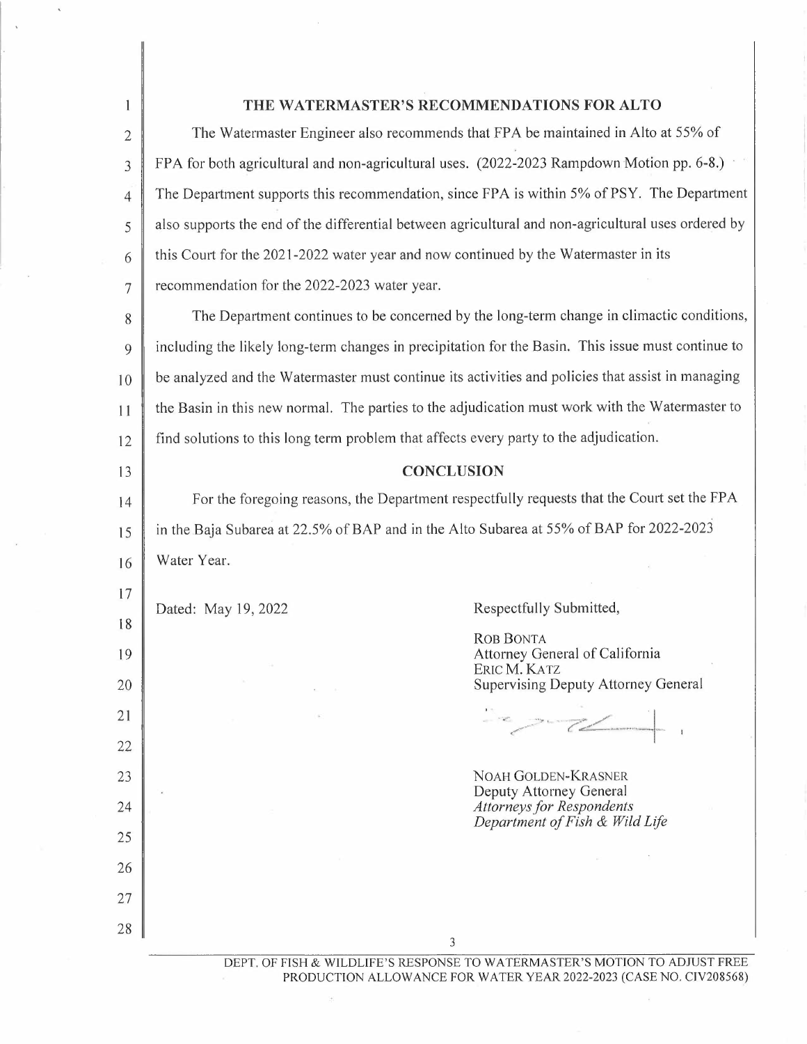## THE WATERMASTER'S RECOMMENDATIONS FOR ALTO

The Watermaster Engineer also recommends that FPA be maintained in Alto at 55% of FPA for both agricultural and non-agricultural uses. (2022-2023 Rampdown Motion pp. 6-8.) The Department supports this recommendation, since FPA is within 5% of PSY. The Department also supports the end of the differential between agricultural and non-agricultural uses ordered by this Court for the 2021-2022 water year and now continued by the Watermaster in its recommendation for the 2022-2023 water year.

The Department continues to be concerned by the long-term change in climactic conditions, including the likely long-term changes in precipitation for the Basin. This issue must continue to be analyzed and the Watermaster must continue its activities and policies that assist in managing the Basin in this new normal. The parties to the adjudication must work with the Watermaster to find solutions to this long term problem that affects every party to the adjudication.

## CONCLUSION

For the foregoing reasons, the Department respectfully requests that the Court set the FPA in the Baja Subarea at 22.5% of BAP and in the Alto Subarea at 55% of BAP for 2022-2023 Water Year.

Dated: May 19, 2022

Respectfully Submitted,

ROB BONTA
Attorney General of California
ERIC M. KATZ
Supervising Deputy Attorney General

NOAH GOLDEN-KRASNER
Deputy Attorney General
*Attorneys for Respondents*
*Department of Fish & Wild Life*

DEPT. OF FISH & WILDLIFE'S RESPONSE TO WATERMASTER'S MOTION TO ADJUST FREE PRODUCTION ALLOWANCE FOR WATER YEAR 2022-2023 (CASE NO. CIV208568)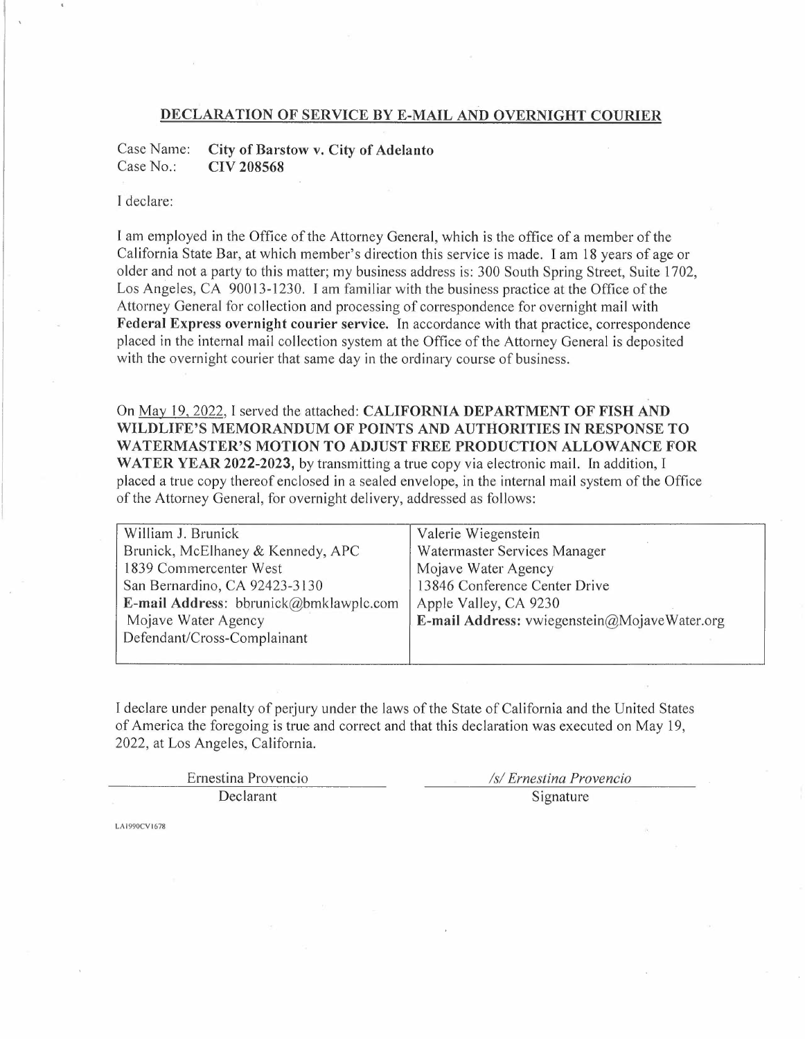## DECLARATION OF SERVICE BY E-MAIL AND OVERNIGHT COURIER

Case Name: **City of Barstow v. City of Adelanto**
Case No.: **CIV 208568**

I declare:

I am employed in the Office of the Attorney General, which is the office of a member of the California State Bar, at which member's direction this service is made. I am 18 years of age or older and not a party to this matter; my business address is: 300 South Spring Street, Suite 1702, Los Angeles, CA 90013-1230. I am familiar with the business practice at the Office of the Attorney General for collection and processing of correspondence for overnight mail with **Federal Express overnight courier service.** In accordance with that practice, correspondence placed in the internal mail collection system at the Office of the Attorney General is deposited with the overnight courier that same day in the ordinary course of business.

On May 19, 2022, I served the attached: **CALIFORNIA DEPARTMENT OF FISH AND WILDLIFE'S MEMORANDUM OF POINTS AND AUTHORITIES IN RESPONSE TO WATERMASTER'S MOTION TO ADJUST FREE PRODUCTION ALLOWANCE FOR WATER YEAR 2022-2023,** by transmitting a true copy via electronic mail. In addition, I placed a true copy thereof enclosed in a sealed envelope, in the internal mail system of the Office of the Attorney General, for overnight delivery, addressed as follows:

| | |
|---|---|
| William J. Brunick<br>Brunick, McElhaney & Kennedy, APC<br>1839 Commercenter West<br>San Bernardino, CA 92423-3130<br>**E-mail Address:** bbrunick@bmklawplc.com<br>Mojave Water Agency<br>Defendant/Cross-Complainant | Valerie Wiegenstein<br>Watermaster Services Manager<br>Mojave Water Agency<br>13846 Conference Center Drive<br>Apple Valley, CA 9230<br>**E-mail Address:** vwiegenstein@MojaveWater.org |

I declare under penalty of perjury under the laws of the State of California and the United States of America the foregoing is true and correct and that this declaration was executed on May 19, 2022, at Los Angeles, California.

| | |
|---|---|
| Ernestina Provencio | */s/ Ernestina Provencio* |
| Declarant | Signature |

LA1990CV1678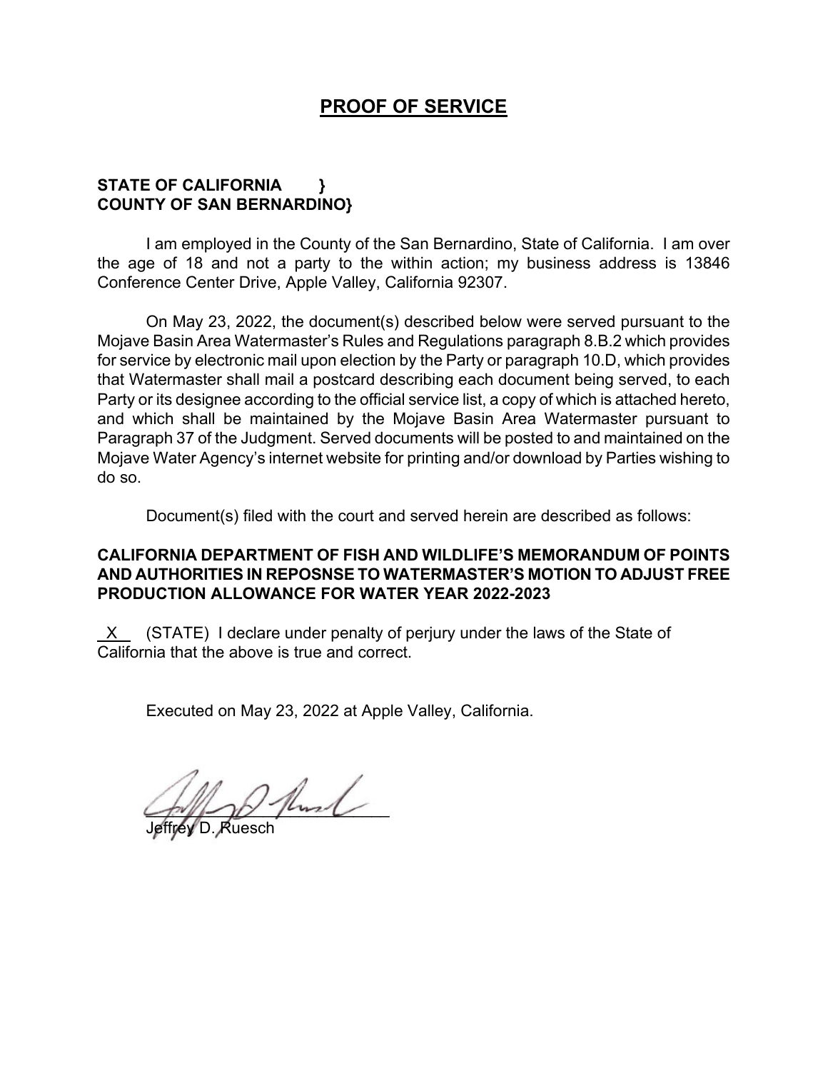# PROOF OF SERVICE

**STATE OF CALIFORNIA }**
**COUNTY OF SAN BERNARDINO}**

I am employed in the County of the San Bernardino, State of California. I am over the age of 18 and not a party to the within action; my business address is 13846 Conference Center Drive, Apple Valley, California 92307.

On May 23, 2022, the document(s) described below were served pursuant to the Mojave Basin Area Watermaster's Rules and Regulations paragraph 8.B.2 which provides for service by electronic mail upon election by the Party or paragraph 10.D, which provides that Watermaster shall mail a postcard describing each document being served, to each Party or its designee according to the official service list, a copy of which is attached hereto, and which shall be maintained by the Mojave Basin Area Watermaster pursuant to Paragraph 37 of the Judgment. Served documents will be posted to and maintained on the Mojave Water Agency's internet website for printing and/or download by Parties wishing to do so.

Document(s) filed with the court and served herein are described as follows:

**CALIFORNIA DEPARTMENT OF FISH AND WILDLIFE'S MEMORANDUM OF POINTS AND AUTHORITIES IN REPOSNSE TO WATERMASTER'S MOTION TO ADJUST FREE PRODUCTION ALLOWANCE FOR WATER YEAR 2022-2023**

X (STATE) I declare under penalty of perjury under the laws of the State of California that the above is true and correct.

Executed on May 23, 2022 at Apple Valley, California.

Jeffrey D. Ruesch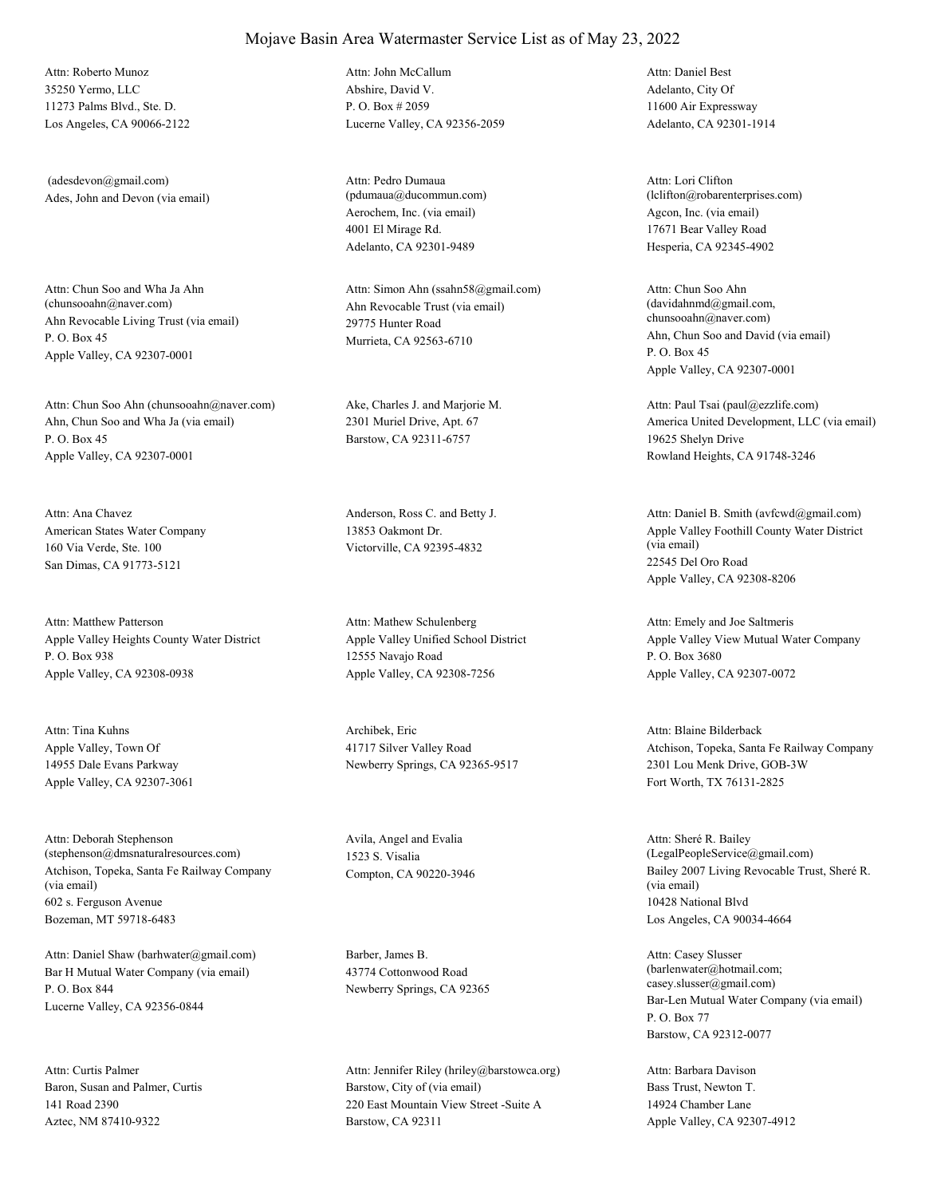# Mojave Basin Area Watermaster Service List as of May 23, 2022

Attn: Roberto Munoz
35250 Yermo, LLC
11273 Palms Blvd., Ste. D.
Los Angeles, CA 90066-2122

Attn: John McCallum
Abshire, David V.
P. O. Box # 2059
Lucerne Valley, CA 92356-2059

Attn: Daniel Best
Adelanto, City Of
11600 Air Expressway
Adelanto, CA 92301-1914

(adesdevon@gmail.com)
Ades, John and Devon (via email)

Attn: Pedro Dumaua
(pdumaua@ducommun.com)
Aerochem, Inc. (via email)
4001 El Mirage Rd.
Adelanto, CA 92301-9489

Attn: Lori Clifton
(lclifton@robarenterprises.com)
Agcon, Inc. (via email)
17671 Bear Valley Road
Hesperia, CA 92345-4902

Attn: Chun Soo and Wha Ja Ahn
(chunsooahn@naver.com)
Ahn Revocable Living Trust (via email)
P. O. Box 45
Apple Valley, CA 92307-0001

Attn: Simon Ahn (ssahn58@gmail.com)
Ahn Revocable Trust (via email)
29775 Hunter Road
Murrieta, CA 92563-6710

Attn: Chun Soo Ahn
(davidahnmd@gmail.com,
chunsooahn@naver.com)
Ahn, Chun Soo and David (via email)
P. O. Box 45
Apple Valley, CA 92307-0001

Attn: Chun Soo Ahn (chunsooahn@naver.com)
Ahn, Chun Soo and Wha Ja (via email)
P. O. Box 45
Apple Valley, CA 92307-0001

Ake, Charles J. and Marjorie M.
2301 Muriel Drive, Apt. 67
Barstow, CA 92311-6757

Attn: Paul Tsai (paul@ezzlife.com)
America United Development, LLC (via email)
19625 Shelyn Drive
Rowland Heights, CA 91748-3246

Attn: Ana Chavez
American States Water Company
160 Via Verde, Ste. 100
San Dimas, CA 91773-5121

Anderson, Ross C. and Betty J.
13853 Oakmont Dr.
Victorville, CA 92395-4832

Attn: Daniel B. Smith (avfcwd@gmail.com)
Apple Valley Foothill County Water District
(via email)
22545 Del Oro Road
Apple Valley, CA 92308-8206

Attn: Matthew Patterson
Apple Valley Heights County Water District
P. O. Box 938
Apple Valley, CA 92308-0938

Attn: Mathew Schulenberg
Apple Valley Unified School District
12555 Navajo Road
Apple Valley, CA 92308-7256

Attn: Emely and Joe Saltmeris
Apple Valley View Mutual Water Company
P. O. Box 3680
Apple Valley, CA 92307-0072

Attn: Tina Kuhns
Apple Valley, Town Of
14955 Dale Evans Parkway
Apple Valley, CA 92307-3061

Archibek, Eric
41717 Silver Valley Road
Newberry Springs, CA 92365-9517

Attn: Blaine Bilderback
Atchison, Topeka, Santa Fe Railway Company
2301 Lou Menk Drive, GOB-3W
Fort Worth, TX 76131-2825

Attn: Deborah Stephenson
(stephenson@dmsnaturalresources.com)
Atchison, Topeka, Santa Fe Railway Company
(via email)
602 s. Ferguson Avenue
Bozeman, MT 59718-6483

Avila, Angel and Evalia
1523 S. Visalia
Compton, CA 90220-3946

Attn: Sheré R. Bailey
(LegalPeopleService@gmail.com)
Bailey 2007 Living Revocable Trust, Sheré R.
(via email)
10428 National Blvd
Los Angeles, CA 90034-4664

Attn: Daniel Shaw (barhwater@gmail.com)
Bar H Mutual Water Company (via email)
P. O. Box 844
Lucerne Valley, CA 92356-0844

Barber, James B.
43774 Cottonwood Road
Newberry Springs, CA 92365

Attn: Casey Slusser
(barlenwater@hotmail.com;
casey.slusser@gmail.com)
Bar-Len Mutual Water Company (via email)
P. O. Box 77
Barstow, CA 92312-0077

Attn: Curtis Palmer
Baron, Susan and Palmer, Curtis
141 Road 2390
Aztec, NM 87410-9322

Attn: Jennifer Riley (hriley@barstowca.org)
Barstow, City of (via email)
220 East Mountain View Street -Suite A
Barstow, CA 92311

Attn: Barbara Davison
Bass Trust, Newton T.
14924 Chamber Lane
Apple Valley, CA 92307-4912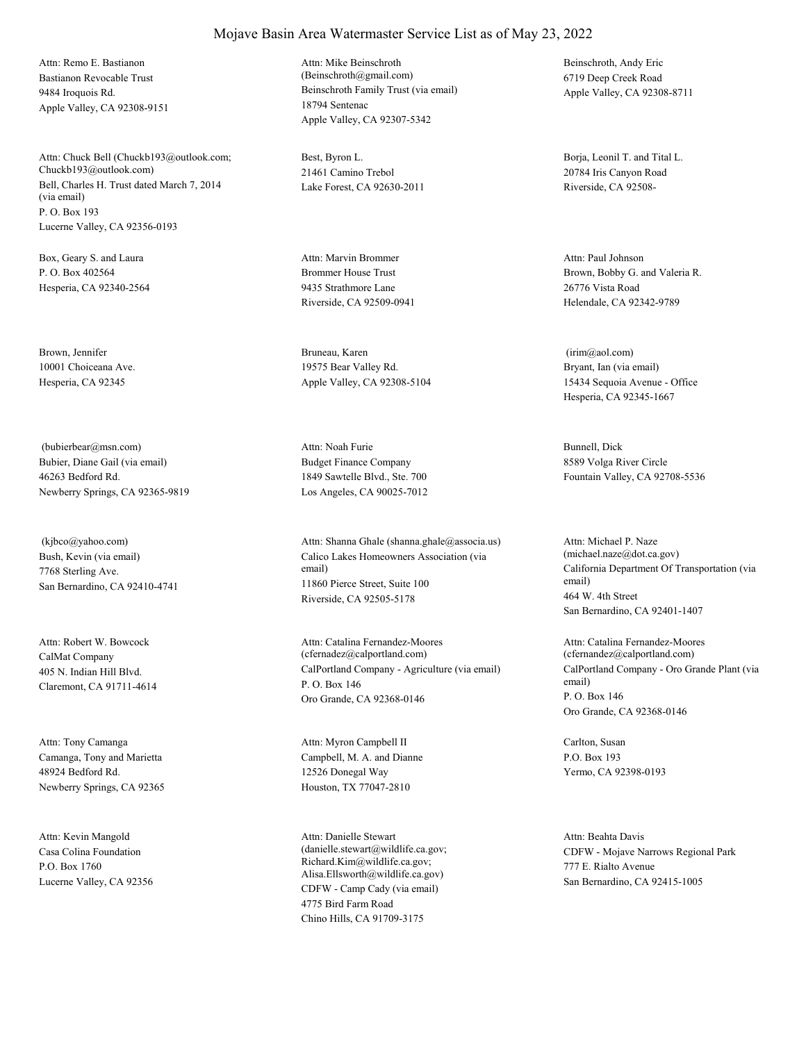# Mojave Basin Area Watermaster Service List as of May 23, 2022

Attn: Remo E. Bastianon
Bastianon Revocable Trust
9484 Iroquois Rd.
Apple Valley, CA 92308-9151

Attn: Mike Beinschroth
(Beinschroth@gmail.com)
Beinschroth Family Trust (via email)
18794 Sentenac
Apple Valley, CA 92307-5342

Beinschroth, Andy Eric
6719 Deep Creek Road
Apple Valley, CA 92308-8711

Attn: Chuck Bell (Chuckb193@outlook.com; Chuckb193@outlook.com)
Bell, Charles H. Trust dated March 7, 2014 (via email)
P. O. Box 193
Lucerne Valley, CA 92356-0193

Best, Byron L.
21461 Camino Trebol
Lake Forest, CA 92630-2011

Borja, Leonil T. and Tital L.
20784 Iris Canyon Road
Riverside, CA 92508-

Box, Geary S. and Laura
P. O. Box 402564
Hesperia, CA 92340-2564

Attn: Marvin Brommer
Brommer House Trust
9435 Strathmore Lane
Riverside, CA 92509-0941

Attn: Paul Johnson
Brown, Bobby G. and Valeria R.
26776 Vista Road
Helendale, CA 92342-9789

Brown, Jennifer
10001 Choiceana Ave.
Hesperia, CA 92345

Bruneau, Karen
19575 Bear Valley Rd.
Apple Valley, CA 92308-5104

(irim@aol.com)
Bryant, Ian (via email)
15434 Sequoia Avenue - Office
Hesperia, CA 92345-1667

(bubierbear@msn.com)
Bubier, Diane Gail (via email)
46263 Bedford Rd.
Newberry Springs, CA 92365-9819

Attn: Noah Furie
Budget Finance Company
1849 Sawtelle Blvd., Ste. 700
Los Angeles, CA 90025-7012

Bunnell, Dick
8589 Volga River Circle
Fountain Valley, CA 92708-5536

(kjbco@yahoo.com)
Bush, Kevin (via email)
7768 Sterling Ave.
San Bernardino, CA 92410-4741

Attn: Shanna Ghale (shanna.ghale@associa.us)
Calico Lakes Homeowners Association (via email)
11860 Pierce Street, Suite 100
Riverside, CA 92505-5178

Attn: Michael P. Naze
(michael.naze@dot.ca.gov)
California Department Of Transportation (via email)
464 W. 4th Street
San Bernardino, CA 92401-1407

Attn: Robert W. Bowcock
CalMat Company
405 N. Indian Hill Blvd.
Claremont, CA 91711-4614

Attn: Catalina Fernandez-Moores
(cfernadez@calportland.com)
CalPortland Company - Agriculture (via email)
P. O. Box 146
Oro Grande, CA 92368-0146

Attn: Catalina Fernandez-Moores
(cfernandez@calportland.com)
CalPortland Company - Oro Grande Plant (via email)
P. O. Box 146
Oro Grande, CA 92368-0146

Attn: Tony Camanga
Camanga, Tony and Marietta
48924 Bedford Rd.
Newberry Springs, CA 92365

Attn: Myron Campbell II
Campbell, M. A. and Dianne
12526 Donegal Way
Houston, TX 77047-2810

Carlton, Susan
P.O. Box 193
Yermo, CA 92398-0193

Attn: Kevin Mangold
Casa Colina Foundation
P.O. Box 1760
Lucerne Valley, CA 92356

Attn: Danielle Stewart
(danielle.stewart@wildlife.ca.gov; Richard.Kim@wildlife.ca.gov; Alisa.Ellsworth@wildlife.ca.gov)
CDFW - Camp Cady (via email)
4775 Bird Farm Road
Chino Hills, CA 91709-3175

Attn: Beahta Davis
CDFW - Mojave Narrows Regional Park
777 E. Rialto Avenue
San Bernardino, CA 92415-1005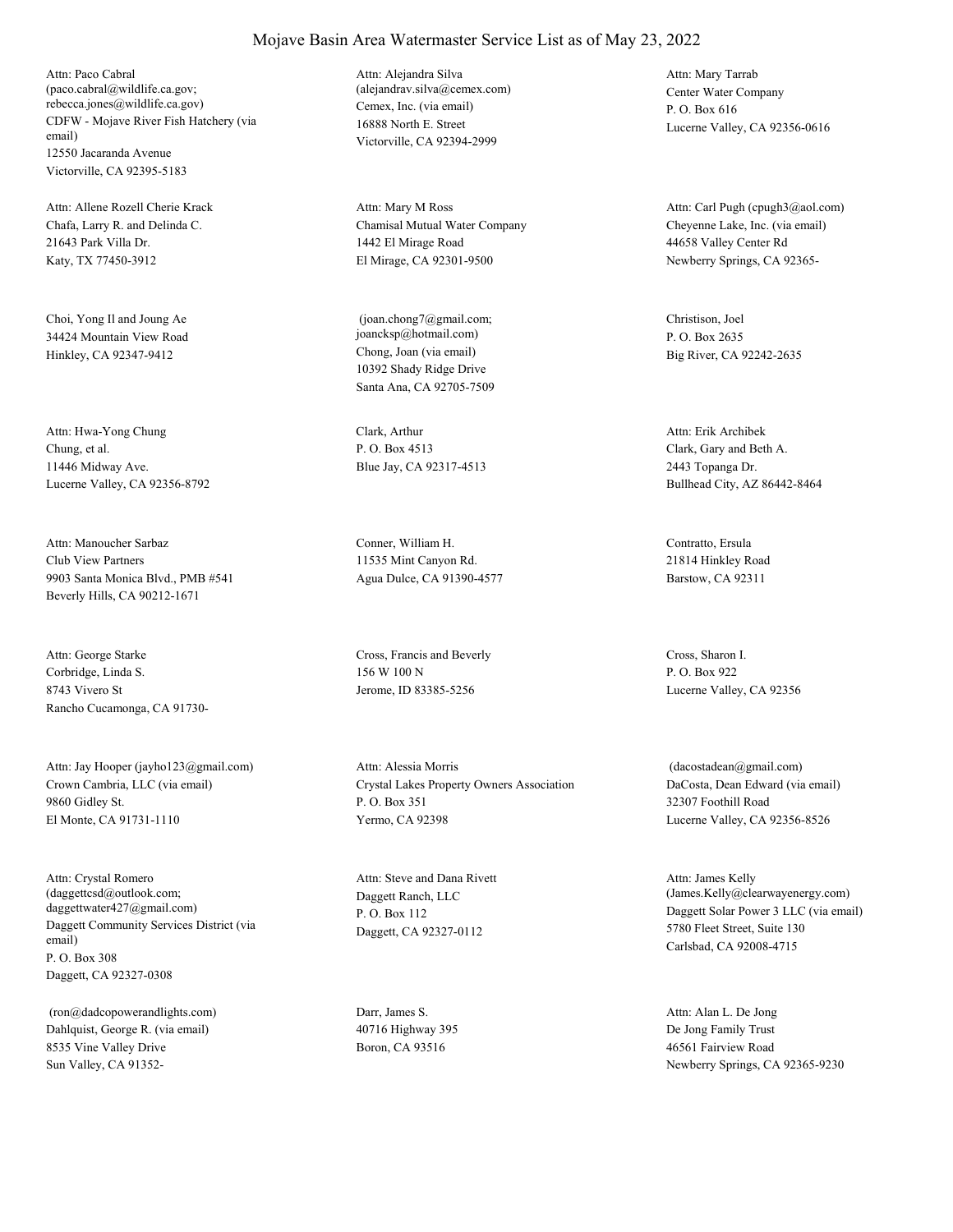# Mojave Basin Area Watermaster Service List as of May 23, 2022

Attn: Paco Cabral
(paco.cabral@wildlife.ca.gov;
rebecca.jones@wildlife.ca.gov)
CDFW - Mojave River Fish Hatchery (via email)
12550 Jacaranda Avenue
Victorville, CA 92395-5183

Attn: Alejandra Silva
(alejandrav.silva@cemex.com)
Cemex, Inc. (via email)
16888 North E. Street
Victorville, CA 92394-2999

Attn: Mary Tarrab
Center Water Company
P. O. Box 616
Lucerne Valley, CA 92356-0616

Attn: Allene Rozell Cherie Krack
Chafa, Larry R. and Delinda C.
21643 Park Villa Dr.
Katy, TX 77450-3912

Attn: Mary M Ross
Chamisal Mutual Water Company
1442 El Mirage Road
El Mirage, CA 92301-9500

Attn: Carl Pugh (cpugh3@aol.com)
Cheyenne Lake, Inc. (via email)
44658 Valley Center Rd
Newberry Springs, CA 92365-

Choi, Yong Il and Joung Ae
34424 Mountain View Road
Hinkley, CA 92347-9412

(joan.chong7@gmail.com;
joancksp@hotmail.com)
Chong, Joan (via email)
10392 Shady Ridge Drive
Santa Ana, CA 92705-7509

Christison, Joel
P. O. Box 2635
Big River, CA 92242-2635

Attn: Hwa-Yong Chung
Chung, et al.
11446 Midway Ave.
Lucerne Valley, CA 92356-8792

Clark, Arthur
P. O. Box 4513
Blue Jay, CA 92317-4513

Attn: Erik Archibek
Clark, Gary and Beth A.
2443 Topanga Dr.
Bullhead City, AZ 86442-8464

Attn: Manoucher Sarbaz
Club View Partners
9903 Santa Monica Blvd., PMB #541
Beverly Hills, CA 90212-1671

Conner, William H.
11535 Mint Canyon Rd.
Agua Dulce, CA 91390-4577

Contratto, Ersula
21814 Hinkley Road
Barstow, CA 92311

Attn: George Starke
Corbridge, Linda S.
8743 Vivero St
Rancho Cucamonga, CA 91730-

Cross, Francis and Beverly
156 W 100 N
Jerome, ID 83385-5256

Cross, Sharon I.
P. O. Box 922
Lucerne Valley, CA 92356

Attn: Jay Hooper (jayho123@gmail.com)
Crown Cambria, LLC (via email)
9860 Gidley St.
El Monte, CA 91731-1110

Attn: Alessia Morris
Crystal Lakes Property Owners Association
P. O. Box 351
Yermo, CA 92398

(dacostadean@gmail.com)
DaCosta, Dean Edward (via email)
32307 Foothill Road
Lucerne Valley, CA 92356-8526

Attn: Crystal Romero
(daggettcsd@outlook.com;
daggettwater427@gmail.com)
Daggett Community Services District (via email)
P. O. Box 308
Daggett, CA 92327-0308

Attn: Steve and Dana Rivett
Daggett Ranch, LLC
P. O. Box 112
Daggett, CA 92327-0112

Attn: James Kelly
(James.Kelly@clearwayenergy.com)
Daggett Solar Power 3 LLC (via email)
5780 Fleet Street, Suite 130
Carlsbad, CA 92008-4715

(ron@dadcopowerandlights.com)
Dahlquist, George R. (via email)
8535 Vine Valley Drive
Sun Valley, CA 91352-

Darr, James S.
40716 Highway 395
Boron, CA 93516

Attn: Alan L. De Jong
De Jong Family Trust
46561 Fairview Road
Newberry Springs, CA 92365-9230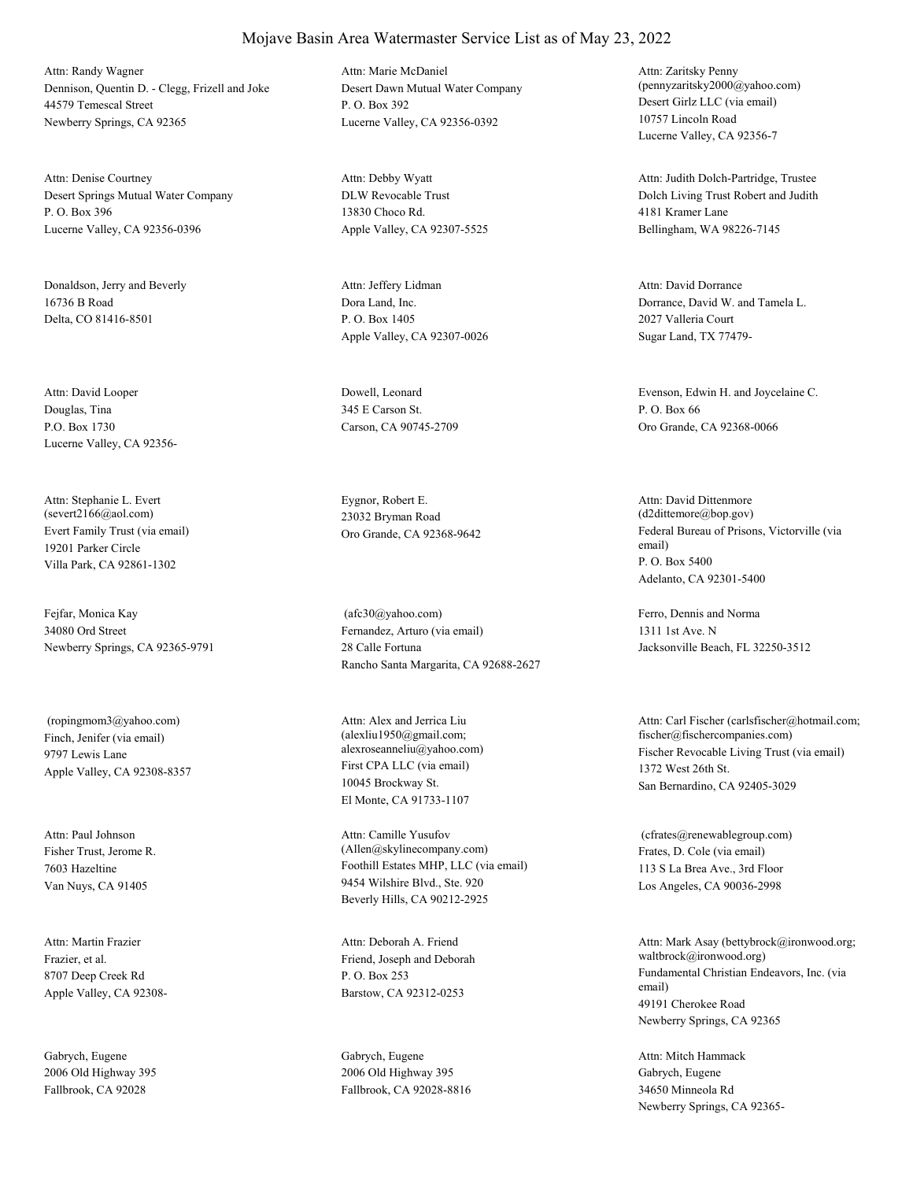# Mojave Basin Area Watermaster Service List as of May 23, 2022

Attn: Randy Wagner
Dennison, Quentin D. - Clegg, Frizell and Joke
44579 Temescal Street
Newberry Springs, CA 92365

Attn: Marie McDaniel
Desert Dawn Mutual Water Company
P. O. Box 392
Lucerne Valley, CA 92356-0392

Attn: Zaritsky Penny
(pennyzaritsky2000@yahoo.com)
Desert Girlz LLC (via email)
10757 Lincoln Road
Lucerne Valley, CA 92356-7

Attn: Denise Courtney
Desert Springs Mutual Water Company
P. O. Box 396
Lucerne Valley, CA 92356-0396

Attn: Debby Wyatt
DLW Revocable Trust
13830 Choco Rd.
Apple Valley, CA 92307-5525

Attn: Judith Dolch-Partridge, Trustee
Dolch Living Trust Robert and Judith
4181 Kramer Lane
Bellingham, WA 98226-7145

Donaldson, Jerry and Beverly
16736 B Road
Delta, CO 81416-8501

Attn: Jeffery Lidman
Dora Land, Inc.
P. O. Box 1405
Apple Valley, CA 92307-0026

Attn: David Dorrance
Dorrance, David W. and Tamela L.
2027 Valleria Court
Sugar Land, TX 77479-

Attn: David Looper
Douglas, Tina
P.O. Box 1730
Lucerne Valley, CA 92356-

Dowell, Leonard
345 E Carson St.
Carson, CA 90745-2709

Evenson, Edwin H. and Joycelaine C.
P. O. Box 66
Oro Grande, CA 92368-0066

Attn: Stephanie L. Evert
(severt2166@aol.com)
Evert Family Trust (via email)
19201 Parker Circle
Villa Park, CA 92861-1302

Eygnor, Robert E.
23032 Bryman Road
Oro Grande, CA 92368-9642

Attn: David Dittenmore
(d2dittemore@bop.gov)
Federal Bureau of Prisons, Victorville (via email)
P. O. Box 5400
Adelanto, CA 92301-5400

Fejfar, Monica Kay
34080 Ord Street
Newberry Springs, CA 92365-9791

(afc30@yahoo.com)
Fernandez, Arturo (via email)
28 Calle Fortuna
Rancho Santa Margarita, CA 92688-2627

Ferro, Dennis and Norma
1311 1st Ave. N
Jacksonville Beach, FL 32250-3512

(ropingmom3@yahoo.com)
Finch, Jenifer (via email)
9797 Lewis Lane
Apple Valley, CA 92308-8357

Attn: Alex and Jerrica Liu
(alexliu1950@gmail.com; alexroseanneliu@yahoo.com)
First CPA LLC (via email)
10045 Brockway St.
El Monte, CA 91733-1107

Attn: Carl Fischer (carlsfischer@hotmail.com; fischer@fischercompanies.com)
Fischer Revocable Living Trust (via email)
1372 West 26th St.
San Bernardino, CA 92405-3029

Attn: Paul Johnson
Fisher Trust, Jerome R.
7603 Hazeltine
Van Nuys, CA 91405

Attn: Camille Yusufov
(Allen@skylinecompany.com)
Foothill Estates MHP, LLC (via email)
9454 Wilshire Blvd., Ste. 920
Beverly Hills, CA 90212-2925

(cfrates@renewablegroup.com)
Frates, D. Cole (via email)
113 S La Brea Ave., 3rd Floor
Los Angeles, CA 90036-2998

Attn: Martin Frazier
Frazier, et al.
8707 Deep Creek Rd
Apple Valley, CA 92308-

Attn: Deborah A. Friend
Friend, Joseph and Deborah
P. O. Box 253
Barstow, CA 92312-0253

Attn: Mark Asay (bettybrock@ironwood.org; waltbrock@ironwood.org)
Fundamental Christian Endeavors, Inc. (via email)
49191 Cherokee Road
Newberry Springs, CA 92365

Gabrych, Eugene
2006 Old Highway 395
Fallbrook, CA 92028

Gabrych, Eugene
2006 Old Highway 395
Fallbrook, CA 92028-8816

Attn: Mitch Hammack
Gabrych, Eugene
34650 Minneola Rd
Newberry Springs, CA 92365-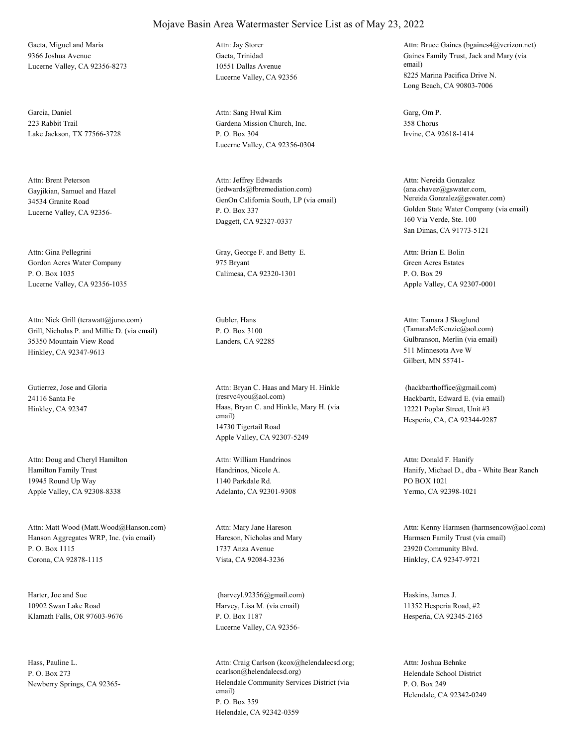# Mojave Basin Area Watermaster Service List as of May 23, 2022

Gaeta, Miguel and Maria
9366 Joshua Avenue
Lucerne Valley, CA 92356-8273

Attn: Jay Storer
Gaeta, Trinidad
10551 Dallas Avenue
Lucerne Valley, CA 92356

Attn: Bruce Gaines (bgaines4@verizon.net)
Gaines Family Trust, Jack and Mary (via email)
8225 Marina Pacifica Drive N.
Long Beach, CA 90803-7006

Garcia, Daniel
223 Rabbit Trail
Lake Jackson, TX 77566-3728

Attn: Sang Hwal Kim
Gardena Mission Church, Inc.
P. O. Box 304
Lucerne Valley, CA 92356-0304

Garg, Om P.
358 Chorus
Irvine, CA 92618-1414

Attn: Brent Peterson
Gayjikian, Samuel and Hazel
34534 Granite Road
Lucerne Valley, CA 92356-

Attn: Jeffrey Edwards (jedwards@fbremediation.com)
GenOn California South, LP (via email)
P. O. Box 337
Daggett, CA 92327-0337

Attn: Nereida Gonzalez (ana.chavez@gswater.com, Nereida.Gonzalez@gswater.com)
Golden State Water Company (via email)
160 Via Verde, Ste. 100
San Dimas, CA 91773-5121

Attn: Gina Pellegrini
Gordon Acres Water Company
P. O. Box 1035
Lucerne Valley, CA 92356-1035

Gray, George F. and Betty E.
975 Bryant
Calimesa, CA 92320-1301

Attn: Brian E. Bolin
Green Acres Estates
P. O. Box 29
Apple Valley, CA 92307-0001

Attn: Nick Grill (terawatt@juno.com)
Grill, Nicholas P. and Millie D. (via email)
35350 Mountain View Road
Hinkley, CA 92347-9613

Gubler, Hans
P. O. Box 3100
Landers, CA 92285

Attn: Tamara J Skoglund (TamaraMcKenzie@aol.com)
Gulbranson, Merlin (via email)
511 Minnesota Ave W
Gilbert, MN 55741-

Gutierrez, Jose and Gloria
24116 Santa Fe
Hinkley, CA 92347

Attn: Bryan C. Haas and Mary H. Hinkle (resrvc4you@aol.com)
Haas, Bryan C. and Hinkle, Mary H. (via email)
14730 Tigertail Road
Apple Valley, CA 92307-5249

(hackbarthoffice@gmail.com)
Hackbarth, Edward E. (via email)
12221 Poplar Street, Unit #3
Hesperia, CA, CA 92344-9287

Attn: Doug and Cheryl Hamilton
Hamilton Family Trust
19945 Round Up Way
Apple Valley, CA 92308-8338

Attn: William Handrinos
Handrinos, Nicole A.
1140 Parkdale Rd.
Adelanto, CA 92301-9308

Attn: Donald F. Hanify
Hanify, Michael D., dba - White Bear Ranch
PO BOX 1021
Yermo, CA 92398-1021

Attn: Matt Wood (Matt.Wood@Hanson.com)
Hanson Aggregates WRP, Inc. (via email)
P. O. Box 1115
Corona, CA 92878-1115

Attn: Mary Jane Hareson
Hareson, Nicholas and Mary
1737 Anza Avenue
Vista, CA 92084-3236

Attn: Kenny Harmsen (harmsencow@aol.com)
Harmsen Family Trust (via email)
23920 Community Blvd.
Hinkley, CA 92347-9721

Harter, Joe and Sue
10902 Swan Lake Road
Klamath Falls, OR 97603-9676

(harveyl.92356@gmail.com)
Harvey, Lisa M. (via email)
P. O. Box 1187
Lucerne Valley, CA 92356-

Haskins, James J.
11352 Hesperia Road, #2
Hesperia, CA 92345-2165

Hass, Pauline L.
P. O. Box 273
Newberry Springs, CA 92365-

Attn: Craig Carlson (kcox@helendalecsd.org; ccarlson@helendalecsd.org)
Helendale Community Services District (via email)
P. O. Box 359
Helendale, CA 92342-0359

Attn: Joshua Behnke
Helendale School District
P. O. Box 249
Helendale, CA 92342-0249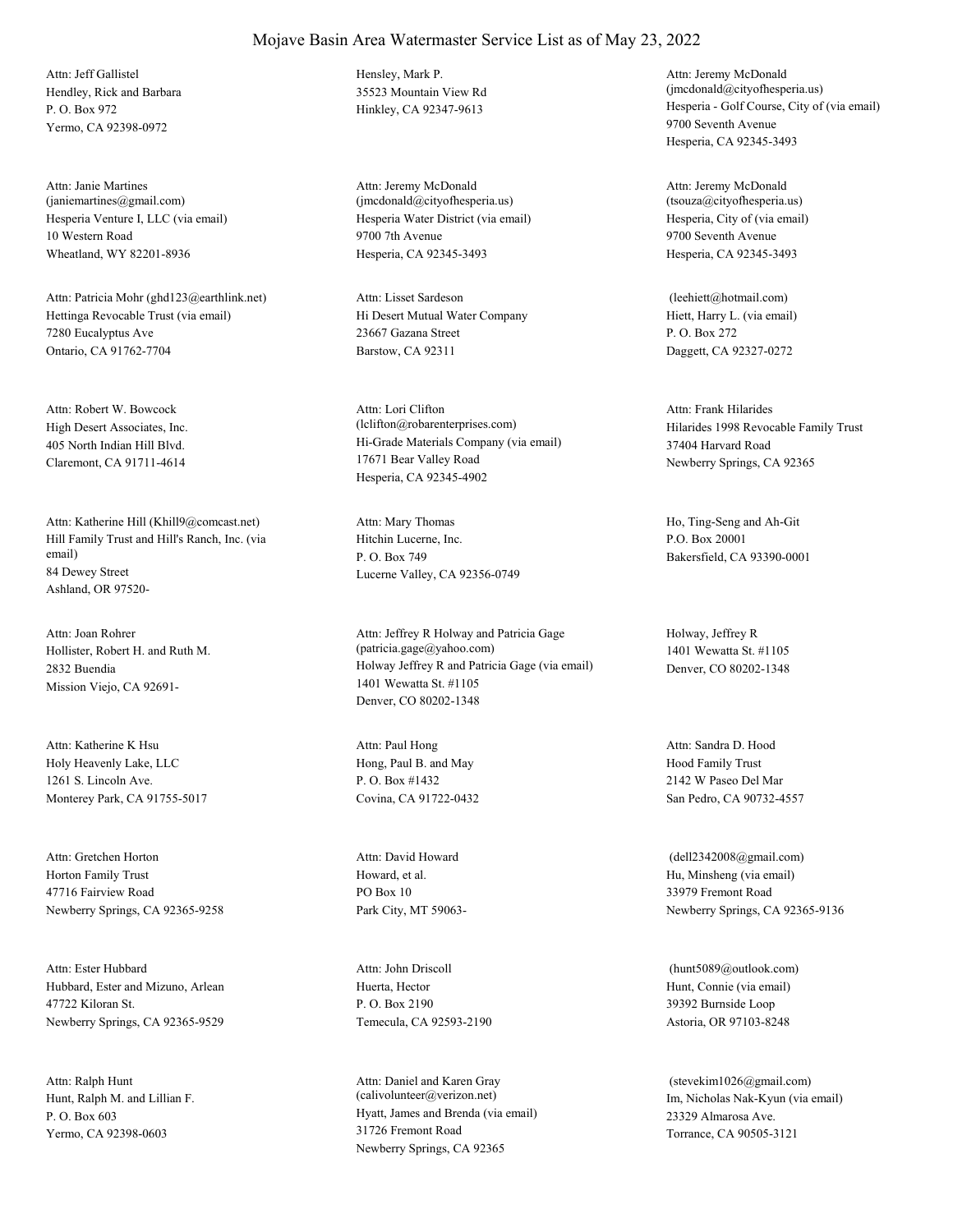# Mojave Basin Area Watermaster Service List as of May 23, 2022

Attn: Jeff Gallistel
Hendley, Rick and Barbara
P. O. Box 972
Yermo, CA 92398-0972

Hensley, Mark P.
35523 Mountain View Rd
Hinkley, CA 92347-9613

Attn: Jeremy McDonald
(jmcdonald@cityofhesperia.us)
Hesperia - Golf Course, City of (via email)
9700 Seventh Avenue
Hesperia, CA 92345-3493

Attn: Janie Martines
(janiemartines@gmail.com)
Hesperia Venture I, LLC (via email)
10 Western Road
Wheatland, WY 82201-8936

Attn: Jeremy McDonald
(jmcdonald@cityofhesperia.us)
Hesperia Water District (via email)
9700 7th Avenue
Hesperia, CA 92345-3493

Attn: Jeremy McDonald
(tsouza@cityofhesperia.us)
Hesperia, City of (via email)
9700 Seventh Avenue
Hesperia, CA 92345-3493

Attn: Patricia Mohr (ghd123@earthlink.net)
Hettinga Revocable Trust (via email)
7280 Eucalyptus Ave
Ontario, CA 91762-7704

Attn: Lisset Sardeson
Hi Desert Mutual Water Company
23667 Gazana Street
Barstow, CA 92311

(leehiett@hotmail.com)
Hiett, Harry L. (via email)
P. O. Box 272
Daggett, CA 92327-0272

Attn: Robert W. Bowcock
High Desert Associates, Inc.
405 North Indian Hill Blvd.
Claremont, CA 91711-4614

Attn: Lori Clifton
(lclifton@robarenterprises.com)
Hi-Grade Materials Company (via email)
17671 Bear Valley Road
Hesperia, CA 92345-4902

Attn: Frank Hilarides
Hilarides 1998 Revocable Family Trust
37404 Harvard Road
Newberry Springs, CA 92365

Attn: Katherine Hill (Khill9@comcast.net)
Hill Family Trust and Hill's Ranch, Inc. (via email)
84 Dewey Street
Ashland, OR 97520-

Attn: Mary Thomas
Hitchin Lucerne, Inc.
P. O. Box 749
Lucerne Valley, CA 92356-0749

Ho, Ting-Seng and Ah-Git
P.O. Box 20001
Bakersfield, CA 93390-0001

Attn: Joan Rohrer
Hollister, Robert H. and Ruth M.
2832 Buendia
Mission Viejo, CA 92691-

Attn: Jeffrey R Holway and Patricia Gage
(patricia.gage@yahoo.com)
Holway Jeffrey R and Patricia Gage (via email)
1401 Wewatta St. #1105
Denver, CO 80202-1348

Holway, Jeffrey R
1401 Wewatta St. #1105
Denver, CO 80202-1348

Attn: Katherine K Hsu
Holy Heavenly Lake, LLC
1261 S. Lincoln Ave.
Monterey Park, CA 91755-5017

Attn: Paul Hong
Hong, Paul B. and May
P. O. Box #1432
Covina, CA 91722-0432

Attn: Sandra D. Hood
Hood Family Trust
2142 W Paseo Del Mar
San Pedro, CA 90732-4557

Attn: Gretchen Horton
Horton Family Trust
47716 Fairview Road
Newberry Springs, CA 92365-9258

Attn: David Howard
Howard, et al.
PO Box 10
Park City, MT 59063-

(dell2342008@gmail.com)
Hu, Minsheng (via email)
33979 Fremont Road
Newberry Springs, CA 92365-9136

Attn: Ester Hubbard
Hubbard, Ester and Mizuno, Arlean
47722 Kiloran St.
Newberry Springs, CA 92365-9529

Attn: John Driscoll
Huerta, Hector
P. O. Box 2190
Temecula, CA 92593-2190

(hunt5089@outlook.com)
Hunt, Connie (via email)
39392 Burnside Loop
Astoria, OR 97103-8248

Attn: Ralph Hunt
Hunt, Ralph M. and Lillian F.
P. O. Box 603
Yermo, CA 92398-0603

Attn: Daniel and Karen Gray
(calivolunteer@verizon.net)
Hyatt, James and Brenda (via email)
31726 Fremont Road
Newberry Springs, CA 92365

(stevekim1026@gmail.com)
Im, Nicholas Nak-Kyun (via email)
23329 Almarosa Ave.
Torrance, CA 90505-3121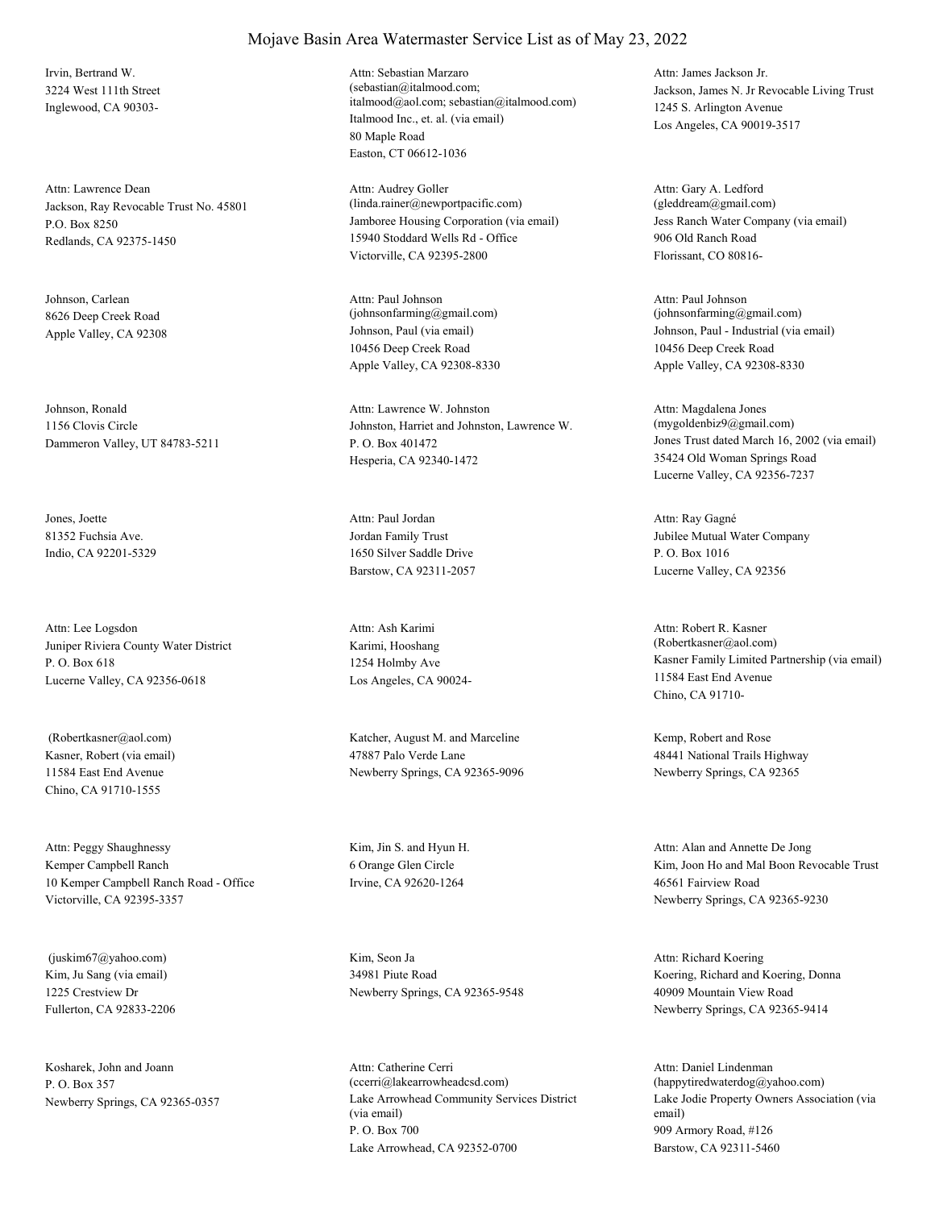# Mojave Basin Area Watermaster Service List as of May 23, 2022

Irvin, Bertrand W.
3224 West 111th Street
Inglewood, CA 90303-

Attn: Sebastian Marzaro
(sebastian@italmood.com; italmood@aol.com; sebastian@italmood.com)
Italmood Inc., et. al. (via email)
80 Maple Road
Easton, CT 06612-1036

Attn: James Jackson Jr.
Jackson, James N. Jr Revocable Living Trust
1245 S. Arlington Avenue
Los Angeles, CA 90019-3517

Attn: Lawrence Dean
Jackson, Ray Revocable Trust No. 45801
P.O. Box 8250
Redlands, CA 92375-1450

Attn: Audrey Goller
(linda.rainer@newportpacific.com)
Jamboree Housing Corporation (via email)
15940 Stoddard Wells Rd - Office
Victorville, CA 92395-2800

Attn: Gary A. Ledford
(gleddream@gmail.com)
Jess Ranch Water Company (via email)
906 Old Ranch Road
Florissant, CO 80816-

Johnson, Carlean
8626 Deep Creek Road
Apple Valley, CA 92308

Attn: Paul Johnson
(johnsonfarming@gmail.com)
Johnson, Paul (via email)
10456 Deep Creek Road
Apple Valley, CA 92308-8330

Attn: Paul Johnson
(johnsonfarming@gmail.com)
Johnson, Paul - Industrial (via email)
10456 Deep Creek Road
Apple Valley, CA 92308-8330

Johnson, Ronald
1156 Clovis Circle
Dammeron Valley, UT 84783-5211

Attn: Lawrence W. Johnston
Johnston, Harriet and Johnston, Lawrence W.
P. O. Box 401472
Hesperia, CA 92340-1472

Attn: Magdalena Jones
(mygoldenbiz9@gmail.com)
Jones Trust dated March 16, 2002 (via email)
35424 Old Woman Springs Road
Lucerne Valley, CA 92356-7237

Jones, Joette
81352 Fuchsia Ave.
Indio, CA 92201-5329

Attn: Paul Jordan
Jordan Family Trust
1650 Silver Saddle Drive
Barstow, CA 92311-2057

Attn: Ray Gagné
Jubilee Mutual Water Company
P. O. Box 1016
Lucerne Valley, CA 92356

Attn: Lee Logsdon
Juniper Riviera County Water District
P. O. Box 618
Lucerne Valley, CA 92356-0618

Attn: Ash Karimi
Karimi, Hooshang
1254 Holmby Ave
Los Angeles, CA 90024-

Attn: Robert R. Kasner
(Robertkasner@aol.com)
Kasner Family Limited Partnership (via email)
11584 East End Avenue
Chino, CA 91710-

(Robertkasner@aol.com)
Kasner, Robert (via email)
11584 East End Avenue
Chino, CA 91710-1555

Katcher, August M. and Marceline
47887 Palo Verde Lane
Newberry Springs, CA 92365-9096

Kemp, Robert and Rose
48441 National Trails Highway
Newberry Springs, CA 92365

Attn: Peggy Shaughnessy
Kemper Campbell Ranch
10 Kemper Campbell Ranch Road - Office
Victorville, CA 92395-3357

Kim, Jin S. and Hyun H.
6 Orange Glen Circle
Irvine, CA 92620-1264

Attn: Alan and Annette De Jong
Kim, Joon Ho and Mal Boon Revocable Trust
46561 Fairview Road
Newberry Springs, CA 92365-9230

(juskim67@yahoo.com)
Kim, Ju Sang (via email)
1225 Crestview Dr
Fullerton, CA 92833-2206

Kim, Seon Ja
34981 Piute Road
Newberry Springs, CA 92365-9548

Attn: Richard Koering
Koering, Richard and Koering, Donna
40909 Mountain View Road
Newberry Springs, CA 92365-9414

Kosharek, John and Joann
P. O. Box 357
Newberry Springs, CA 92365-0357

Attn: Catherine Cerri
(ccerri@lakearrowheadcsd.com)
Lake Arrowhead Community Services District (via email)
P. O. Box 700
Lake Arrowhead, CA 92352-0700

Attn: Daniel Lindenman
(happytiredwaterdog@yahoo.com)
Lake Jodie Property Owners Association (via email)
909 Armory Road, #126
Barstow, CA 92311-5460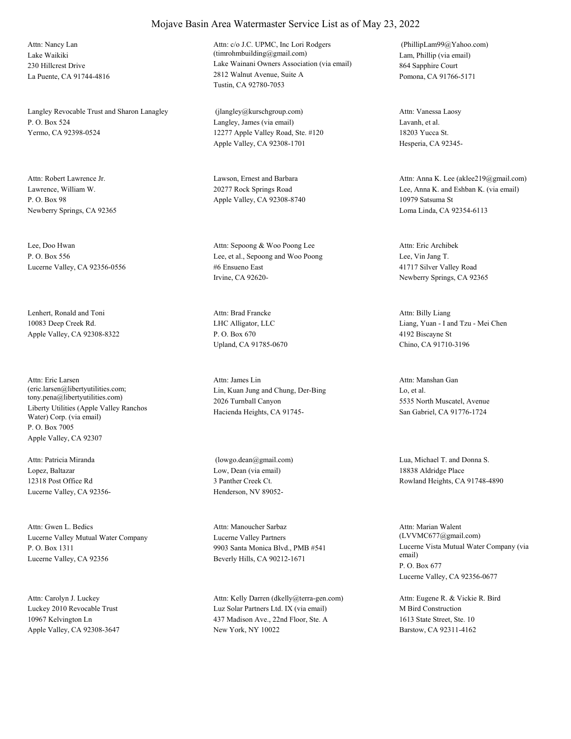# Mojave Basin Area Watermaster Service List as of May 23, 2022

Attn: Nancy Lan
Lake Waikiki
230 Hillcrest Drive
La Puente, CA 91744-4816

Attn: c/o J.C. UPMC, Inc Lori Rodgers
(timrohmbuilding@gmail.com)
Lake Wainani Owners Association (via email)
2812 Walnut Avenue, Suite A
Tustin, CA 92780-7053

(PhillipLam99@Yahoo.com)
Lam, Phillip (via email)
864 Sapphire Court
Pomona, CA 91766-5171

Langley Revocable Trust and Sharon Lanagley
P. O. Box 524
Yermo, CA 92398-0524

(jlangley@kurschgroup.com)
Langley, James (via email)
12277 Apple Valley Road, Ste. #120
Apple Valley, CA 92308-1701

Attn: Vanessa Laosy
Lavanh, et al.
18203 Yucca St.
Hesperia, CA 92345-

Attn: Robert Lawrence Jr.
Lawrence, William W.
P. O. Box 98
Newberry Springs, CA 92365

Lawson, Ernest and Barbara
20277 Rock Springs Road
Apple Valley, CA 92308-8740

Attn: Anna K. Lee (aklee219@gmail.com)
Lee, Anna K. and Eshban K. (via email)
10979 Satsuma St
Loma Linda, CA 92354-6113

Lee, Doo Hwan
P. O. Box 556
Lucerne Valley, CA 92356-0556

Attn: Sepoong & Woo Poong Lee
Lee, et al., Sepoong and Woo Poong
#6 Ensueno East
Irvine, CA 92620-

Attn: Eric Archibek
Lee, Vin Jang T.
41717 Silver Valley Road
Newberry Springs, CA 92365

Lenhert, Ronald and Toni
10083 Deep Creek Rd.
Apple Valley, CA 92308-8322

Attn: Brad Francke
LHC Alligator, LLC
P. O. Box 670
Upland, CA 91785-0670

Attn: Billy Liang
Liang, Yuan - I and Tzu - Mei Chen
4192 Biscayne St
Chino, CA 91710-3196

Attn: Eric Larsen
(eric.larsen@libertyutilities.com;
tony.pena@libertyutilities.com)
Liberty Utilities (Apple Valley Ranchos Water) Corp. (via email)
P. O. Box 7005
Apple Valley, CA 92307

Attn: James Lin
Lin, Kuan Jung and Chung, Der-Bing
2026 Turnball Canyon
Hacienda Heights, CA 91745-

Attn: Manshan Gan
Lo, et al.
5535 North Muscatel, Avenue
San Gabriel, CA 91776-1724

Attn: Patricia Miranda
Lopez, Baltazar
12318 Post Office Rd
Lucerne Valley, CA 92356-

(lowgo.dean@gmail.com)
Low, Dean (via email)
3 Panther Creek Ct.
Henderson, NV 89052-

Lua, Michael T. and Donna S.
18838 Aldridge Place
Rowland Heights, CA 91748-4890

Attn: Gwen L. Bedics
Lucerne Valley Mutual Water Company
P. O. Box 1311
Lucerne Valley, CA 92356

Attn: Manoucher Sarbaz
Lucerne Valley Partners
9903 Santa Monica Blvd., PMB #541
Beverly Hills, CA 90212-1671

Attn: Marian Walent
(LVVMC677@gmail.com)
Lucerne Vista Mutual Water Company (via email)
P. O. Box 677
Lucerne Valley, CA 92356-0677

Attn: Carolyn J. Luckey
Luckey 2010 Revocable Trust
10967 Kelvington Ln
Apple Valley, CA 92308-3647

Attn: Kelly Darren (dkelly@terra-gen.com)
Luz Solar Partners Ltd. IX (via email)
437 Madison Ave., 22nd Floor, Ste. A
New York, NY 10022

Attn: Eugene R. & Vickie R. Bird
M Bird Construction
1613 State Street, Ste. 10
Barstow, CA 92311-4162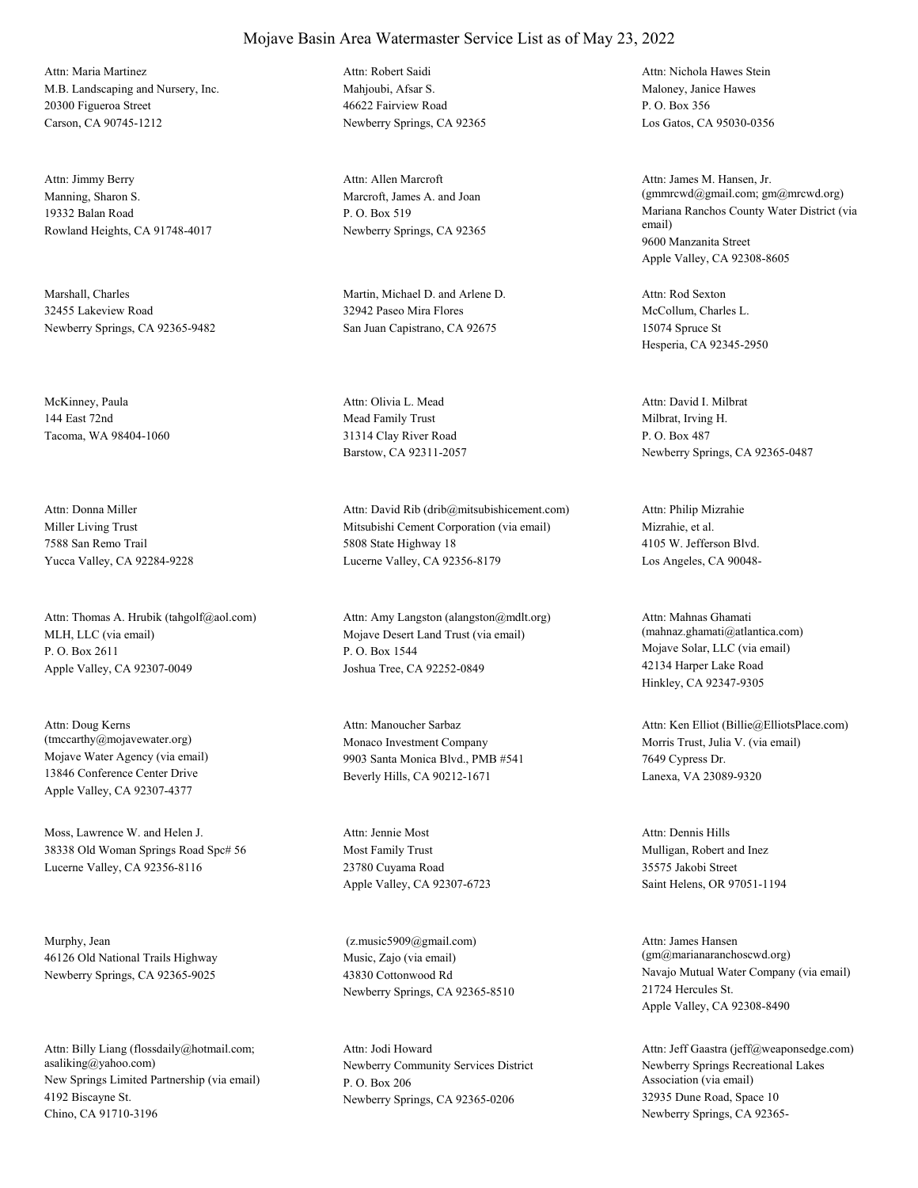# Mojave Basin Area Watermaster Service List as of May 23, 2022

Attn: Maria Martinez
M.B. Landscaping and Nursery, Inc.
20300 Figueroa Street
Carson, CA 90745-1212

Attn: Robert Saidi
Mahjoubi, Afsar S.
46622 Fairview Road
Newberry Springs, CA 92365

Attn: Nichola Hawes Stein
Maloney, Janice Hawes
P. O. Box 356
Los Gatos, CA 95030-0356

Attn: Jimmy Berry
Manning, Sharon S.
19332 Balan Road
Rowland Heights, CA 91748-4017

Attn: Allen Marcroft
Marcroft, James A. and Joan
P. O. Box 519
Newberry Springs, CA 92365

Attn: James M. Hansen, Jr.
(gmmrcwd@gmail.com; gm@mrcwd.org)
Mariana Ranchos County Water District (via email)
9600 Manzanita Street
Apple Valley, CA 92308-8605

Marshall, Charles
32455 Lakeview Road
Newberry Springs, CA 92365-9482

Martin, Michael D. and Arlene D.
32942 Paseo Mira Flores
San Juan Capistrano, CA 92675

Attn: Rod Sexton
McCollum, Charles L.
15074 Spruce St
Hesperia, CA 92345-2950

McKinney, Paula
144 East 72nd
Tacoma, WA 98404-1060

Attn: Olivia L. Mead
Mead Family Trust
31314 Clay River Road
Barstow, CA 92311-2057

Attn: David I. Milbrat
Milbrat, Irving H.
P. O. Box 487
Newberry Springs, CA 92365-0487

Attn: Donna Miller
Miller Living Trust
7588 San Remo Trail
Yucca Valley, CA 92284-9228

Attn: David Rib (drib@mitsubishicement.com)
Mitsubishi Cement Corporation (via email)
5808 State Highway 18
Lucerne Valley, CA 92356-8179

Attn: Philip Mizrahie
Mizrahie, et al.
4105 W. Jefferson Blvd.
Los Angeles, CA 90048-

Attn: Thomas A. Hrubik (tahgolf@aol.com)
MLH, LLC (via email)
P. O. Box 2611
Apple Valley, CA 92307-0049

Attn: Amy Langston (alangston@mdlt.org)
Mojave Desert Land Trust (via email)
P. O. Box 1544
Joshua Tree, CA 92252-0849

Attn: Mahnas Ghamati
(mahnaz.ghamati@atlantica.com)
Mojave Solar, LLC (via email)
42134 Harper Lake Road
Hinkley, CA 92347-9305

Attn: Doug Kerns
(tmccarthy@mojavewater.org)
Mojave Water Agency (via email)
13846 Conference Center Drive
Apple Valley, CA 92307-4377

Attn: Manoucher Sarbaz
Monaco Investment Company
9903 Santa Monica Blvd., PMB #541
Beverly Hills, CA 90212-1671

Attn: Ken Elliot (Billie@ElliotsPlace.com)
Morris Trust, Julia V. (via email)
7649 Cypress Dr.
Lanexa, VA 23089-9320

Moss, Lawrence W. and Helen J.
38338 Old Woman Springs Road Spc# 56
Lucerne Valley, CA 92356-8116

Attn: Jennie Most
Most Family Trust
23780 Cuyama Road
Apple Valley, CA 92307-6723

Attn: Dennis Hills
Mulligan, Robert and Inez
35575 Jakobi Street
Saint Helens, OR 97051-1194

Murphy, Jean
46126 Old National Trails Highway
Newberry Springs, CA 92365-9025

(z.music5909@gmail.com)
Music, Zajo (via email)
43830 Cottonwood Rd
Newberry Springs, CA 92365-8510

Attn: James Hansen
(gm@marianaranchoscwd.org)
Navajo Mutual Water Company (via email)
21724 Hercules St.
Apple Valley, CA 92308-8490

Attn: Billy Liang (flossdaily@hotmail.com; asaliking@yahoo.com)
New Springs Limited Partnership (via email)
4192 Biscayne St.
Chino, CA 91710-3196

Attn: Jodi Howard
Newberry Community Services District
P. O. Box 206
Newberry Springs, CA 92365-0206

Attn: Jeff Gaastra (jeff@weaponsedge.com)
Newberry Springs Recreational Lakes Association (via email)
32935 Dune Road, Space 10
Newberry Springs, CA 92365-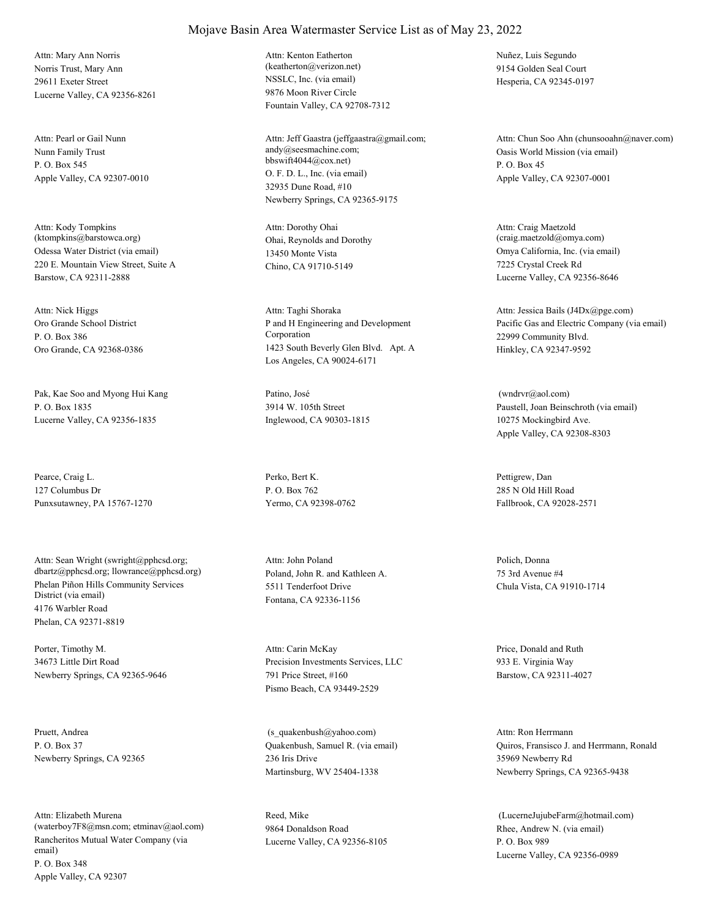# Mojave Basin Area Watermaster Service List as of May 23, 2022

Attn: Mary Ann Norris
Norris Trust, Mary Ann
29611 Exeter Street
Lucerne Valley, CA 92356-8261

Attn: Kenton Eatherton
(keatherton@verizon.net)
NSSLC, Inc. (via email)
9876 Moon River Circle
Fountain Valley, CA 92708-7312

Nuñez, Luis Segundo
9154 Golden Seal Court
Hesperia, CA 92345-0197

Attn: Pearl or Gail Nunn
Nunn Family Trust
P. O. Box 545
Apple Valley, CA 92307-0010

Attn: Jeff Gaastra (jeffgaastra@gmail.com; andy@seesmachine.com; bbswift4044@cox.net)
O. F. D. L., Inc. (via email)
32935 Dune Road, #10
Newberry Springs, CA 92365-9175

Attn: Chun Soo Ahn (chunsooahn@naver.com)
Oasis World Mission (via email)
P. O. Box 45
Apple Valley, CA 92307-0001

Attn: Kody Tompkins
(ktompkins@barstowca.org)
Odessa Water District (via email)
220 E. Mountain View Street, Suite A
Barstow, CA 92311-2888

Attn: Dorothy Ohai
Ohai, Reynolds and Dorothy
13450 Monte Vista
Chino, CA 91710-5149

Attn: Craig Maetzold
(craig.maetzold@omya.com)
Omya California, Inc. (via email)
7225 Crystal Creek Rd
Lucerne Valley, CA 92356-8646

Attn: Nick Higgs
Oro Grande School District
P. O. Box 386
Oro Grande, CA 92368-0386

Attn: Taghi Shoraka
P and H Engineering and Development Corporation
1423 South Beverly Glen Blvd. Apt. A
Los Angeles, CA 90024-6171

Attn: Jessica Bails (J4Dx@pge.com)
Pacific Gas and Electric Company (via email)
22999 Community Blvd.
Hinkley, CA 92347-9592

Pak, Kae Soo and Myong Hui Kang
P. O. Box 1835
Lucerne Valley, CA 92356-1835

Patino, José
3914 W. 105th Street
Inglewood, CA 90303-1815

(wndrvr@aol.com)
Paustell, Joan Beinschroth (via email)
10275 Mockingbird Ave.
Apple Valley, CA 92308-8303

Pearce, Craig L.
127 Columbus Dr
Punxsutawney, PA 15767-1270

Perko, Bert K.
P. O. Box 762
Yermo, CA 92398-0762

Pettigrew, Dan
285 N Old Hill Road
Fallbrook, CA 92028-2571

Attn: Sean Wright (swright@pphcsd.org; dbartz@pphcsd.org; llowrance@pphcsd.org)
Phelan Piñon Hills Community Services District (via email)
4176 Warbler Road
Phelan, CA 92371-8819

Attn: John Poland
Poland, John R. and Kathleen A.
5511 Tenderfoot Drive
Fontana, CA 92336-1156

Polich, Donna
75 3rd Avenue #4
Chula Vista, CA 91910-1714

Porter, Timothy M.
34673 Little Dirt Road
Newberry Springs, CA 92365-9646

Attn: Carin McKay
Precision Investments Services, LLC
791 Price Street, #160
Pismo Beach, CA 93449-2529

Price, Donald and Ruth
933 E. Virginia Way
Barstow, CA 92311-4027

Pruett, Andrea
P. O. Box 37
Newberry Springs, CA 92365

(s_quakenbush@yahoo.com)
Quakenbush, Samuel R. (via email)
236 Iris Drive
Martinsburg, WV 25404-1338

Attn: Ron Herrmann
Quiros, Fransisco J. and Herrmann, Ronald
35969 Newberry Rd
Newberry Springs, CA 92365-9438

Attn: Elizabeth Murena
(waterboy7F8@msn.com; etminav@aol.com)
Rancheritos Mutual Water Company (via email)
P. O. Box 348
Apple Valley, CA 92307

Reed, Mike
9864 Donaldson Road
Lucerne Valley, CA 92356-8105

(LucerneJujubeFarm@hotmail.com)
Rhee, Andrew N. (via email)
P. O. Box 989
Lucerne Valley, CA 92356-0989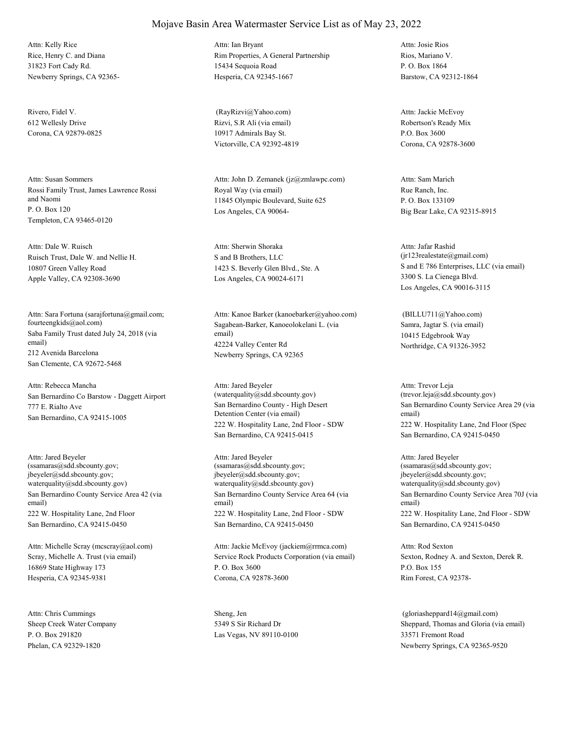Attn: Kelly Rice
Rice, Henry C. and Diana
31823 Fort Cady Rd.
Newberry Springs, CA 92365-

Attn: Ian Bryant
Rim Properties, A General Partnership
15434 Sequoia Road
Hesperia, CA 92345-1667

Attn: Josie Rios
Rios, Mariano V.
P. O. Box 1864
Barstow, CA 92312-1864

Rivero, Fidel V.
612 Wellesly Drive
Corona, CA 92879-0825

(RayRizvi@Yahoo.com)
Rizvi, S.R Ali (via email)
10917 Admirals Bay St.
Victorville, CA 92392-4819

Attn: Jackie McEvoy
Robertson's Ready Mix
P.O. Box 3600
Corona, CA 92878-3600

Attn: Susan Sommers
Rossi Family Trust, James Lawrence Rossi and Naomi
P. O. Box 120
Templeton, CA 93465-0120

Attn: John D. Zemanek (jz@zmlawpc.com)
Royal Way (via email)
11845 Olympic Boulevard, Suite 625
Los Angeles, CA 90064-

Attn: Sam Marich
Rue Ranch, Inc.
P. O. Box 133109
Big Bear Lake, CA 92315-8915

Attn: Dale W. Ruisch
Ruisch Trust, Dale W. and Nellie H.
10807 Green Valley Road
Apple Valley, CA 92308-3690

Attn: Sherwin Shoraka
S and B Brothers, LLC
1423 S. Beverly Glen Blvd., Ste. A
Los Angeles, CA 90024-6171

Attn: Jafar Rashid (jr123realestate@gmail.com)
S and E 786 Enterprises, LLC (via email)
3300 S. La Cienega Blvd.
Los Angeles, CA 90016-3115

Attn: Sara Fortuna (sarajfortuna@gmail.com; fourteengkids@aol.com)
Saba Family Trust dated July 24, 2018 (via email)
212 Avenida Barcelona
San Clemente, CA 92672-5468

Attn: Kanoe Barker (kanoebarker@yahoo.com)
Sagabean-Barker, Kanoeolokelani L. (via email)
42224 Valley Center Rd
Newberry Springs, CA 92365

(BILLU711@Yahoo.com)
Samra, Jagtar S. (via email)
10415 Edgebrook Way
Northridge, CA 91326-3952

Attn: Rebecca Mancha
San Bernardino Co Barstow - Daggett Airport
777 E. Rialto Ave
San Bernardino, CA 92415-1005

Attn: Jared Beyeler (waterquality@sdd.sbcounty.gov)
San Bernardino County - High Desert Detention Center (via email)
222 W. Hospitality Lane, 2nd Floor - SDW
San Bernardino, CA 92415-0415

Attn: Trevor Leja (trevor.leja@sdd.sbcounty.gov)
San Bernardino County Service Area 29 (via email)
222 W. Hospitality Lane, 2nd Floor (Spec
San Bernardino, CA 92415-0450

Attn: Jared Beyeler (ssamaras@sdd.sbcounty.gov; jbeyeler@sdd.sbcounty.gov; waterquality@sdd.sbcounty.gov)
San Bernardino County Service Area 42 (via email)
222 W. Hospitality Lane, 2nd Floor
San Bernardino, CA 92415-0450

Attn: Jared Beyeler (ssamaras@sdd.sbcounty.gov; jbeyeler@sdd.sbcounty.gov; waterquality@sdd.sbcounty.gov)
San Bernardino County Service Area 64 (via email)
222 W. Hospitality Lane, 2nd Floor - SDW
San Bernardino, CA 92415-0450

Attn: Jared Beyeler (ssamaras@sdd.sbcounty.gov; jbeyeler@sdd.sbcounty.gov; waterquality@sdd.sbcounty.gov)
San Bernardino County Service Area 70J (via email)
222 W. Hospitality Lane, 2nd Floor - SDW
San Bernardino, CA 92415-0450

Attn: Michelle Scray (mcscray@aol.com)
Scray, Michelle A. Trust (via email)
16869 State Highway 173
Hesperia, CA 92345-9381

Attn: Jackie McEvoy (jackiem@rrmca.com)
Service Rock Products Corporation (via email)
P. O. Box 3600
Corona, CA 92878-3600

Attn: Rod Sexton
Sexton, Rodney A. and Sexton, Derek R.
P.O. Box 155
Rim Forest, CA 92378-

Attn: Chris Cummings
Sheep Creek Water Company
P. O. Box 291820
Phelan, CA 92329-1820

Sheng, Jen
5349 S Sir Richard Dr
Las Vegas, NV 89110-0100

(gloriasheppard14@gmail.com)
Sheppard, Thomas and Gloria (via email)
33571 Fremont Road
Newberry Springs, CA 92365-9520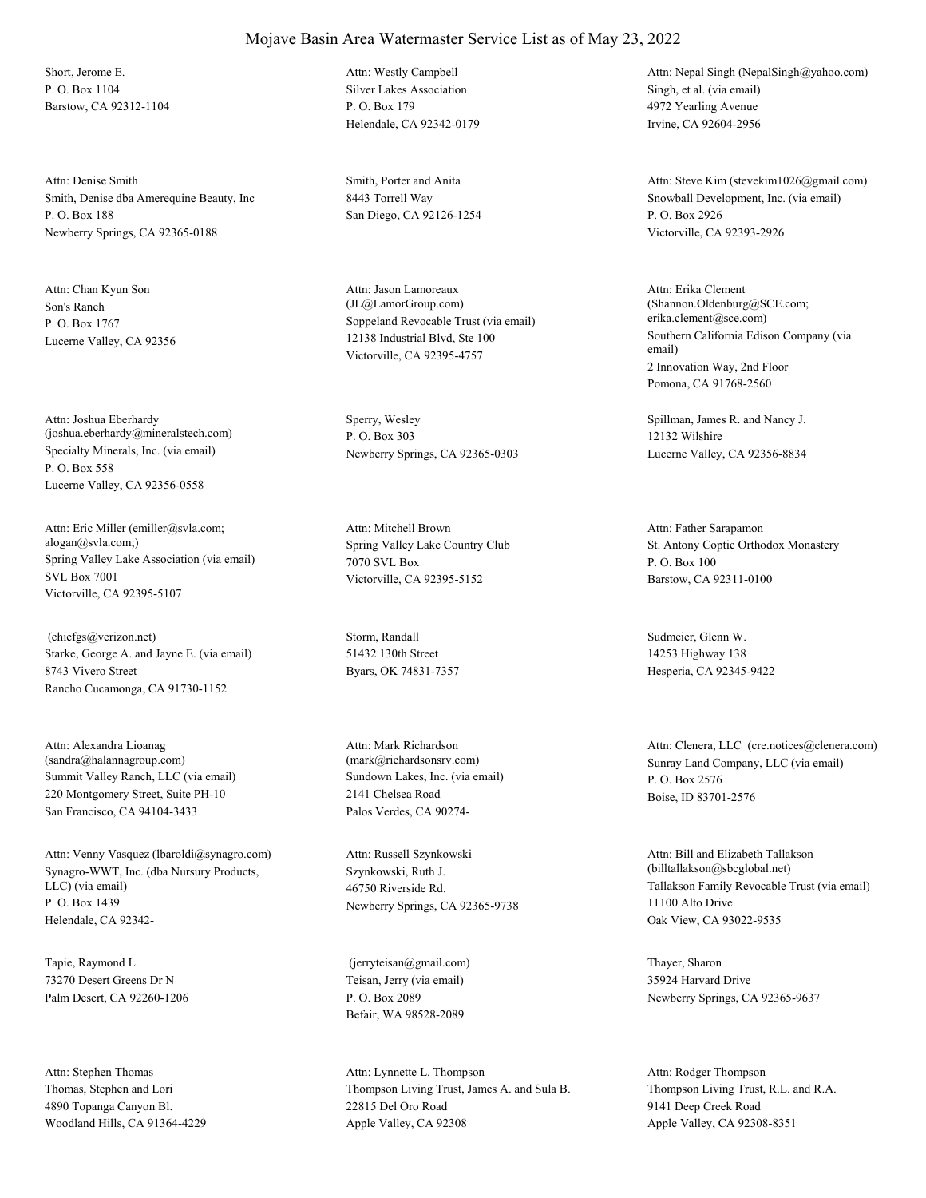# Mojave Basin Area Watermaster Service List as of May 23, 2022

Short, Jerome E.
P. O. Box 1104
Barstow, CA 92312-1104

Attn: Westly Campbell
Silver Lakes Association
P. O. Box 179
Helendale, CA 92342-0179

Attn: Nepal Singh (NepalSingh@yahoo.com)
Singh, et al. (via email)
4972 Yearling Avenue
Irvine, CA 92604-2956

Attn: Denise Smith
Smith, Denise dba Amerequine Beauty, Inc
P. O. Box 188
Newberry Springs, CA 92365-0188

Smith, Porter and Anita
8443 Torrell Way
San Diego, CA 92126-1254

Attn: Steve Kim (stevekim1026@gmail.com)
Snowball Development, Inc. (via email)
P. O. Box 2926
Victorville, CA 92393-2926

Attn: Chan Kyun Son
Son's Ranch
P. O. Box 1767
Lucerne Valley, CA 92356

Attn: Jason Lamoreaux
(JL@LamorGroup.com)
Soppeland Revocable Trust (via email)
12138 Industrial Blvd, Ste 100
Victorville, CA 92395-4757

Attn: Erika Clement
(Shannon.Oldenburg@SCE.com; erika.clement@sce.com)
Southern California Edison Company (via email)
2 Innovation Way, 2nd Floor
Pomona, CA 91768-2560

Attn: Joshua Eberhardy
(joshua.eberhardy@mineralstech.com)
Specialty Minerals, Inc. (via email)
P. O. Box 558
Lucerne Valley, CA 92356-0558

Sperry, Wesley
P. O. Box 303
Newberry Springs, CA 92365-0303

Spillman, James R. and Nancy J.
12132 Wilshire
Lucerne Valley, CA 92356-8834

Attn: Eric Miller (emiller@svla.com; alogan@svla.com;)
Spring Valley Lake Association (via email)
SVL Box 7001
Victorville, CA 92395-5107

Attn: Mitchell Brown
Spring Valley Lake Country Club
7070 SVL Box
Victorville, CA 92395-5152

Attn: Father Sarapamon
St. Antony Coptic Orthodox Monastery
P. O. Box 100
Barstow, CA 92311-0100

(chiefgs@verizon.net)
Starke, George A. and Jayne E. (via email)
8743 Vivero Street
Rancho Cucamonga, CA 91730-1152

Storm, Randall
51432 130th Street
Byars, OK 74831-7357

Sudmeier, Glenn W.
14253 Highway 138
Hesperia, CA 92345-9422

Attn: Alexandra Lioanag
(sandra@halannagroup.com)
Summit Valley Ranch, LLC (via email)
220 Montgomery Street, Suite PH-10
San Francisco, CA 94104-3433

Attn: Mark Richardson
(mark@richardsonsrv.com)
Sundown Lakes, Inc. (via email)
2141 Chelsea Road
Palos Verdes, CA 90274-

Attn: Clenera, LLC (cre.notices@clenera.com)
Sunray Land Company, LLC (via email)
P. O. Box 2576
Boise, ID 83701-2576

Attn: Venny Vasquez (lbaroldi@synagro.com)
Synagro-WWT, Inc. (dba Nursury Products, LLC) (via email)
P. O. Box 1439
Helendale, CA 92342-

Attn: Russell Szynkowski
Szynkowski, Ruth J.
46750 Riverside Rd.
Newberry Springs, CA 92365-9738

Attn: Bill and Elizabeth Tallakson
(billtallakson@sbcglobal.net)
Tallakson Family Revocable Trust (via email)
11100 Alto Drive
Oak View, CA 93022-9535

Tapie, Raymond L.
73270 Desert Greens Dr N
Palm Desert, CA 92260-1206

(jerryteisan@gmail.com)
Teisan, Jerry (via email)
P. O. Box 2089
Befair, WA 98528-2089

Thayer, Sharon
35924 Harvard Drive
Newberry Springs, CA 92365-9637

Attn: Stephen Thomas
Thomas, Stephen and Lori
4890 Topanga Canyon Bl.
Woodland Hills, CA 91364-4229

Attn: Lynnette L. Thompson
Thompson Living Trust, James A. and Sula B.
22815 Del Oro Road
Apple Valley, CA 92308

Attn: Rodger Thompson
Thompson Living Trust, R.L. and R.A.
9141 Deep Creek Road
Apple Valley, CA 92308-8351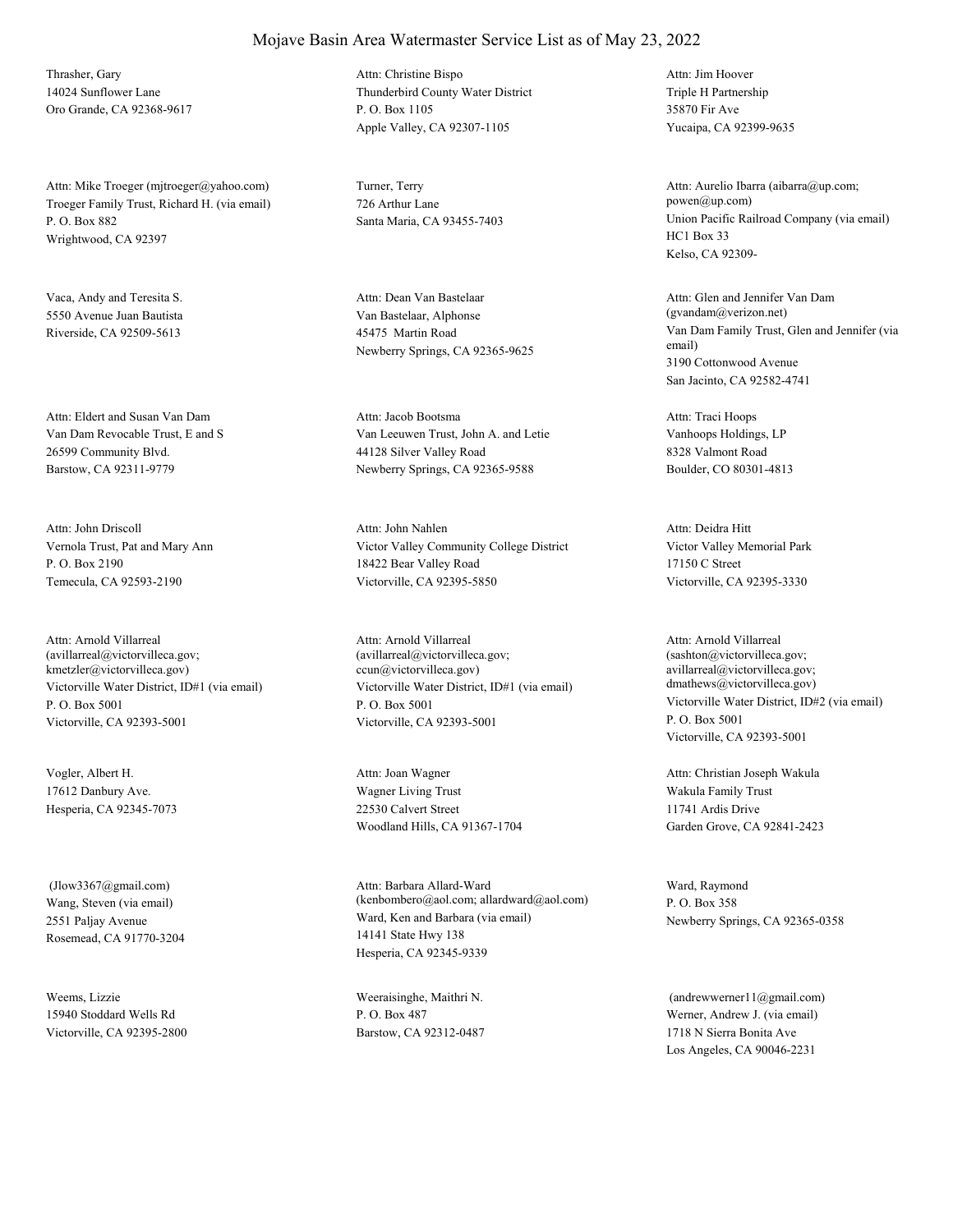# Mojave Basin Area Watermaster Service List as of May 23, 2022

Thrasher, Gary
14024 Sunflower Lane
Oro Grande, CA 92368-9617

Attn: Christine Bispo
Thunderbird County Water District
P. O. Box 1105
Apple Valley, CA 92307-1105

Attn: Jim Hoover
Triple H Partnership
35870 Fir Ave
Yucaipa, CA 92399-9635

Attn: Mike Troeger (mjtroeger@yahoo.com)
Troeger Family Trust, Richard H. (via email)
P. O. Box 882
Wrightwood, CA 92397

Turner, Terry
726 Arthur Lane
Santa Maria, CA 93455-7403

Attn: Aurelio Ibarra (aibarra@up.com; powen@up.com)
Union Pacific Railroad Company (via email)
HC1 Box 33
Kelso, CA 92309-

Vaca, Andy and Teresita S.
5550 Avenue Juan Bautista
Riverside, CA 92509-5613

Attn: Dean Van Bastelaar
Van Bastelaar, Alphonse
45475 Martin Road
Newberry Springs, CA 92365-9625

Attn: Glen and Jennifer Van Dam (gvandam@verizon.net)
Van Dam Family Trust, Glen and Jennifer (via email)
3190 Cottonwood Avenue
San Jacinto, CA 92582-4741

Attn: Eldert and Susan Van Dam
Van Dam Revocable Trust, E and S
26599 Community Blvd.
Barstow, CA 92311-9779

Attn: Jacob Bootsma
Van Leeuwen Trust, John A. and Letie
44128 Silver Valley Road
Newberry Springs, CA 92365-9588

Attn: Traci Hoops
Vanhoops Holdings, LP
8328 Valmont Road
Boulder, CO 80301-4813

Attn: John Driscoll
Vernola Trust, Pat and Mary Ann
P. O. Box 2190
Temecula, CA 92593-2190

Attn: John Nahlen
Victor Valley Community College District
18422 Bear Valley Road
Victorville, CA 92395-5850

Attn: Deidra Hitt
Victor Valley Memorial Park
17150 C Street
Victorville, CA 92395-3330

Attn: Arnold Villarreal (avillarreal@victorvilleca.gov; kmetzler@victorvilleca.gov)
Victorville Water District, ID#1 (via email)
P. O. Box 5001
Victorville, CA 92393-5001

Attn: Arnold Villarreal (avillarreal@victorvilleca.gov; ccun@victorvilleca.gov)
Victorville Water District, ID#1 (via email)
P. O. Box 5001
Victorville, CA 92393-5001

Attn: Arnold Villarreal (sashton@victorvilleca.gov; avillarreal@victorvilleca.gov; dmathews@victorvilleca.gov)
Victorville Water District, ID#2 (via email)
P. O. Box 5001
Victorville, CA 92393-5001

Vogler, Albert H.
17612 Danbury Ave.
Hesperia, CA 92345-7073

Attn: Joan Wagner
Wagner Living Trust
22530 Calvert Street
Woodland Hills, CA 91367-1704

Attn: Christian Joseph Wakula
Wakula Family Trust
11741 Ardis Drive
Garden Grove, CA 92841-2423

(Jlow3367@gmail.com)
Wang, Steven (via email)
2551 Paljay Avenue
Rosemead, CA 91770-3204

Attn: Barbara Allard-Ward (kenbombero@aol.com; allardward@aol.com)
Ward, Ken and Barbara (via email)
14141 State Hwy 138
Hesperia, CA 92345-9339

Ward, Raymond
P. O. Box 358
Newberry Springs, CA 92365-0358

Weems, Lizzie
15940 Stoddard Wells Rd
Victorville, CA 92395-2800

Weeraisinghe, Maithri N.
P. O. Box 487
Barstow, CA 92312-0487

(andrewwerner11@gmail.com)
Werner, Andrew J. (via email)
1718 N Sierra Bonita Ave
Los Angeles, CA 90046-2231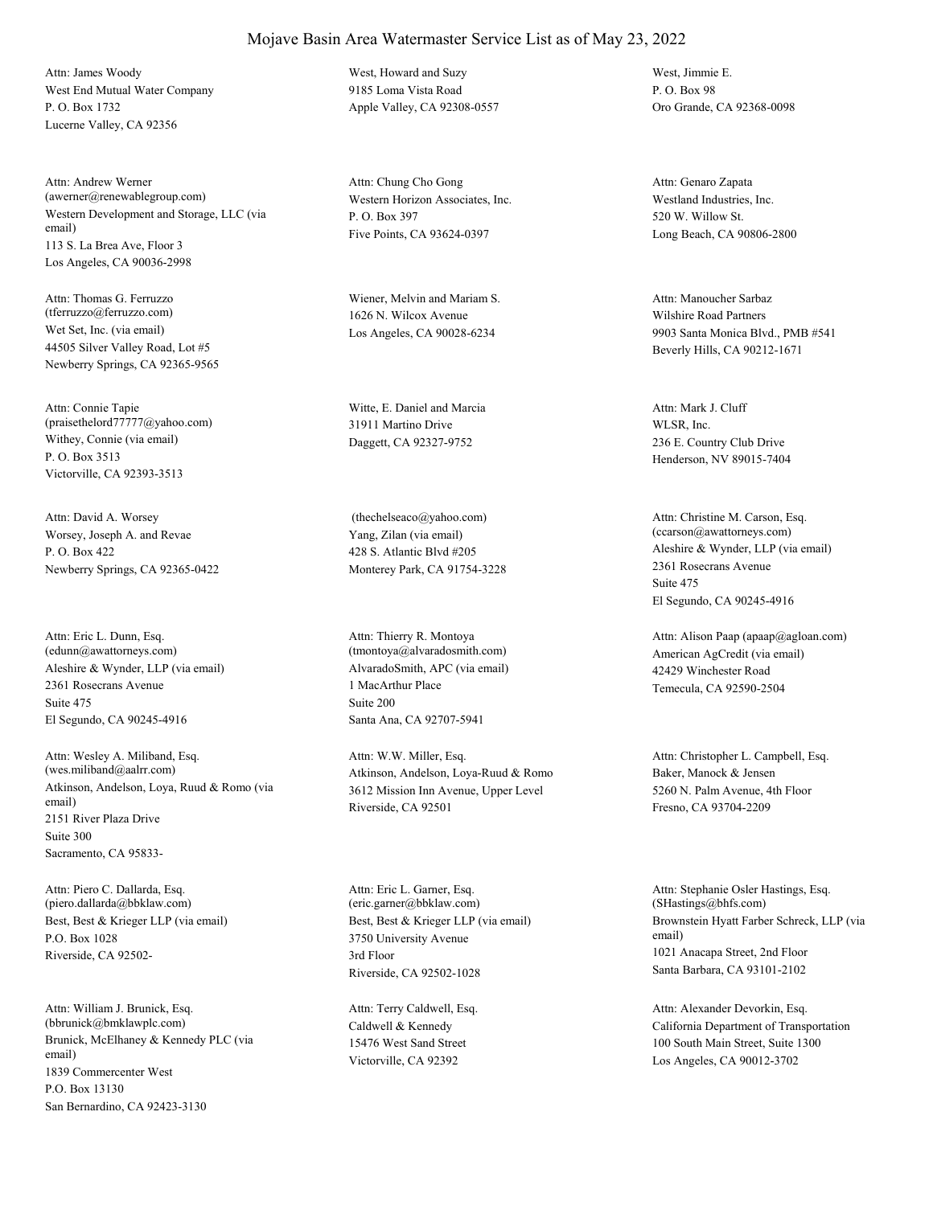# Mojave Basin Area Watermaster Service List as of May 23, 2022

Attn: James Woody
West End Mutual Water Company
P. O. Box 1732
Lucerne Valley, CA 92356

West, Howard and Suzy
9185 Loma Vista Road
Apple Valley, CA 92308-0557

West, Jimmie E.
P. O. Box 98
Oro Grande, CA 92368-0098

Attn: Andrew Werner
(awerner@renewablegroup.com)
Western Development and Storage, LLC (via email)
113 S. La Brea Ave, Floor 3
Los Angeles, CA 90036-2998

Attn: Chung Cho Gong
Western Horizon Associates, Inc.
P. O. Box 397
Five Points, CA 93624-0397

Attn: Genaro Zapata
Westland Industries, Inc.
520 W. Willow St.
Long Beach, CA 90806-2800

Attn: Thomas G. Ferruzzo
(tferruzzo@ferruzzo.com)
Wet Set, Inc. (via email)
44505 Silver Valley Road, Lot #5
Newberry Springs, CA 92365-9565

Wiener, Melvin and Mariam S.
1626 N. Wilcox Avenue
Los Angeles, CA 90028-6234

Attn: Manoucher Sarbaz
Wilshire Road Partners
9903 Santa Monica Blvd., PMB #541
Beverly Hills, CA 90212-1671

Attn: Connie Tapie
(praisethelord77777@yahoo.com)
Withey, Connie (via email)
P. O. Box 3513
Victorville, CA 92393-3513

Witte, E. Daniel and Marcia
31911 Martino Drive
Daggett, CA 92327-9752

Attn: Mark J. Cluff
WLSR, Inc.
236 E. Country Club Drive
Henderson, NV 89015-7404

Attn: David A. Worsey
Worsey, Joseph A. and Revae
P. O. Box 422
Newberry Springs, CA 92365-0422

(thechelseaco@yahoo.com)
Yang, Zilan (via email)
428 S. Atlantic Blvd #205
Monterey Park, CA 91754-3228

Attn: Christine M. Carson, Esq.
(ccarson@awattorneys.com)
Aleshire & Wynder, LLP (via email)
2361 Rosecrans Avenue
Suite 475
El Segundo, CA 90245-4916

Attn: Eric L. Dunn, Esq.
(edunn@awattorneys.com)
Aleshire & Wynder, LLP (via email)
2361 Rosecrans Avenue
Suite 475
El Segundo, CA 90245-4916

Attn: Thierry R. Montoya
(tmontoya@alvaradosmith.com)
AlvaradoSmith, APC (via email)
1 MacArthur Place
Suite 200
Santa Ana, CA 92707-5941

Attn: Alison Paap (apaap@agloan.com)
American AgCredit (via email)
42429 Winchester Road
Temecula, CA 92590-2504

Attn: Wesley A. Miliband, Esq.
(wes.miliband@aalrr.com)
Atkinson, Andelson, Loya, Ruud & Romo (via email)
2151 River Plaza Drive
Suite 300
Sacramento, CA 95833-

Attn: W.W. Miller, Esq.
Atkinson, Andelson, Loya-Ruud & Romo
3612 Mission Inn Avenue, Upper Level
Riverside, CA 92501

Attn: Christopher L. Campbell, Esq.
Baker, Manock & Jensen
5260 N. Palm Avenue, 4th Floor
Fresno, CA 93704-2209

Attn: Piero C. Dallarda, Esq.
(piero.dallarda@bbklaw.com)
Best, Best & Krieger LLP (via email)
P.O. Box 1028
Riverside, CA 92502-

Attn: Eric L. Garner, Esq.
(eric.garner@bbklaw.com)
Best, Best & Krieger LLP (via email)
3750 University Avenue
3rd Floor
Riverside, CA 92502-1028

Attn: Stephanie Osler Hastings, Esq.
(SHastings@bhfs.com)
Brownstein Hyatt Farber Schreck, LLP (via email)
1021 Anacapa Street, 2nd Floor
Santa Barbara, CA 93101-2102

Attn: William J. Brunick, Esq.
(bbrunick@bmklawplc.com)
Brunick, McElhaney & Kennedy PLC (via email)
1839 Commercenter West
P.O. Box 13130
San Bernardino, CA 92423-3130

Attn: Terry Caldwell, Esq.
Caldwell & Kennedy
15476 West Sand Street
Victorville, CA 92392

Attn: Alexander Devorkin, Esq.
California Department of Transportation
100 South Main Street, Suite 1300
Los Angeles, CA 90012-3702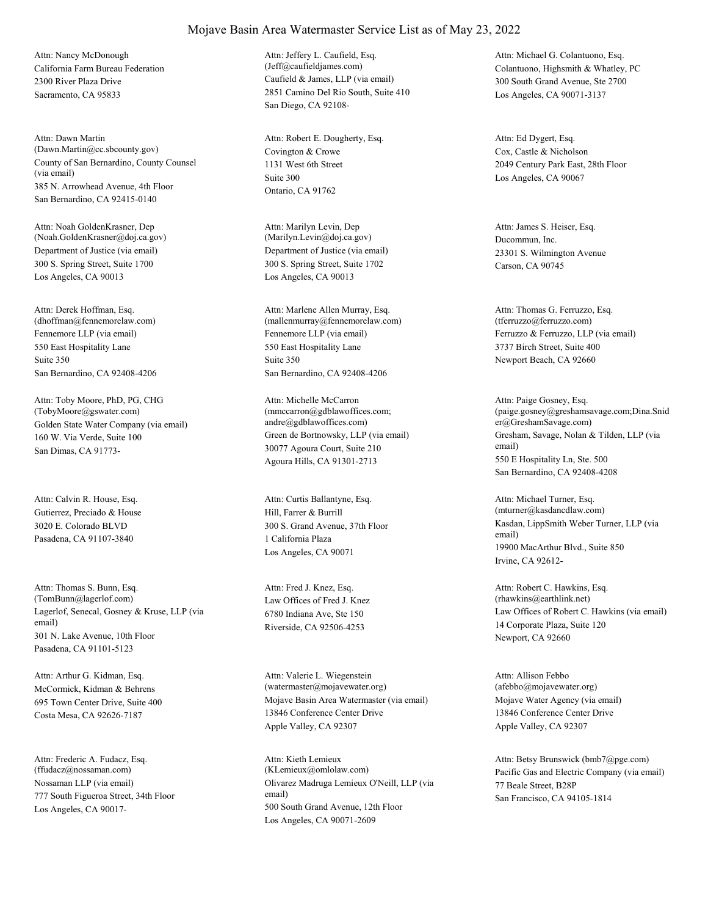# Mojave Basin Area Watermaster Service List as of May 23, 2022

Attn: Nancy McDonough
California Farm Bureau Federation
2300 River Plaza Drive
Sacramento, CA 95833

Attn: Jeffery L. Caufield, Esq.
(Jeff@caufieldjames.com)
Caufield & James, LLP (via email)
2851 Camino Del Rio South, Suite 410
San Diego, CA 92108-

Attn: Michael G. Colantuono, Esq.
Colantuono, Highsmith & Whatley, PC
300 South Grand Avenue, Ste 2700
Los Angeles, CA 90071-3137

Attn: Dawn Martin
(Dawn.Martin@cc.sbcounty.gov)
County of San Bernardino, County Counsel (via email)
385 N. Arrowhead Avenue, 4th Floor
San Bernardino, CA 92415-0140

Attn: Robert E. Dougherty, Esq.
Covington & Crowe
1131 West 6th Street
Suite 300
Ontario, CA 91762

Attn: Ed Dygert, Esq.
Cox, Castle & Nicholson
2049 Century Park East, 28th Floor
Los Angeles, CA 90067

Attn: Noah GoldenKrasner, Dep
(Noah.GoldenKrasner@doj.ca.gov)
Department of Justice (via email)
300 S. Spring Street, Suite 1700
Los Angeles, CA 90013

Attn: Marilyn Levin, Dep
(Marilyn.Levin@doj.ca.gov)
Department of Justice (via email)
300 S. Spring Street, Suite 1702
Los Angeles, CA 90013

Attn: James S. Heiser, Esq.
Ducommun, Inc.
23301 S. Wilmington Avenue
Carson, CA 90745

Attn: Derek Hoffman, Esq.
(dhoffman@fennemorelaw.com)
Fennemore LLP (via email)
550 East Hospitality Lane
Suite 350
San Bernardino, CA 92408-4206

Attn: Marlene Allen Murray, Esq.
(mallenmurray@fennemorelaw.com)
Fennemore LLP (via email)
550 East Hospitality Lane
Suite 350
San Bernardino, CA 92408-4206

Attn: Thomas G. Ferruzzo, Esq.
(tferruzzo@ferruzzo.com)
Ferruzzo & Ferruzzo, LLP (via email)
3737 Birch Street, Suite 400
Newport Beach, CA 92660

Attn: Toby Moore, PhD, PG, CHG
(TobyMoore@gswater.com)
Golden State Water Company (via email)
160 W. Via Verde, Suite 100
San Dimas, CA 91773-

Attn: Michelle McCarron
(mmccarron@gdblawoffices.com; andre@gdblawoffices.com)
Green de Bortnowsky, LLP (via email)
30077 Agoura Court, Suite 210
Agoura Hills, CA 91301-2713

Attn: Paige Gosney, Esq.
(paige.gosney@greshamsavage.com;Dina.Snider@GreshamSavage.com)
Gresham, Savage, Nolan & Tilden, LLP (via email)
550 E Hospitality Ln, Ste. 500
San Bernardino, CA 92408-4208

Attn: Calvin R. House, Esq.
Gutierrez, Preciado & House
3020 E. Colorado BLVD
Pasadena, CA 91107-3840

Attn: Curtis Ballantyne, Esq.
Hill, Farrer & Burrill
300 S. Grand Avenue, 37th Floor
1 California Plaza
Los Angeles, CA 90071

Attn: Michael Turner, Esq.
(mturner@kasdancdlaw.com)
Kasdan, LippSmith Weber Turner, LLP (via email)
19900 MacArthur Blvd., Suite 850
Irvine, CA 92612-

Attn: Thomas S. Bunn, Esq.
(TomBunn@lagerlof.com)
Lagerlof, Senecal, Gosney & Kruse, LLP (via email)
301 N. Lake Avenue, 10th Floor
Pasadena, CA 91101-5123

Attn: Fred J. Knez, Esq.
Law Offices of Fred J. Knez
6780 Indiana Ave, Ste 150
Riverside, CA 92506-4253

Attn: Robert C. Hawkins, Esq.
(rhawkins@earthlink.net)
Law Offices of Robert C. Hawkins (via email)
14 Corporate Plaza, Suite 120
Newport, CA 92660

Attn: Arthur G. Kidman, Esq.
McCormick, Kidman & Behrens
695 Town Center Drive, Suite 400
Costa Mesa, CA 92626-7187

Attn: Valerie L. Wiegenstein
(watermaster@mojavewater.org)
Mojave Basin Area Watermaster (via email)
13846 Conference Center Drive
Apple Valley, CA 92307

Attn: Allison Febbo
(afebbo@mojavewater.org)
Mojave Water Agency (via email)
13846 Conference Center Drive
Apple Valley, CA 92307

Attn: Frederic A. Fudacz, Esq.
(ffudacz@nossaman.com)
Nossaman LLP (via email)
777 South Figueroa Street, 34th Floor
Los Angeles, CA 90017-

Attn: Kieth Lemieux
(KLemieux@omlolaw.com)
Olivarez Madruga Lemieux O'Neill, LLP (via email)
500 South Grand Avenue, 12th Floor
Los Angeles, CA 90071-2609

Attn: Betsy Brunswick (bmb7@pge.com)
Pacific Gas and Electric Company (via email)
77 Beale Street, B28P
San Francisco, CA 94105-1814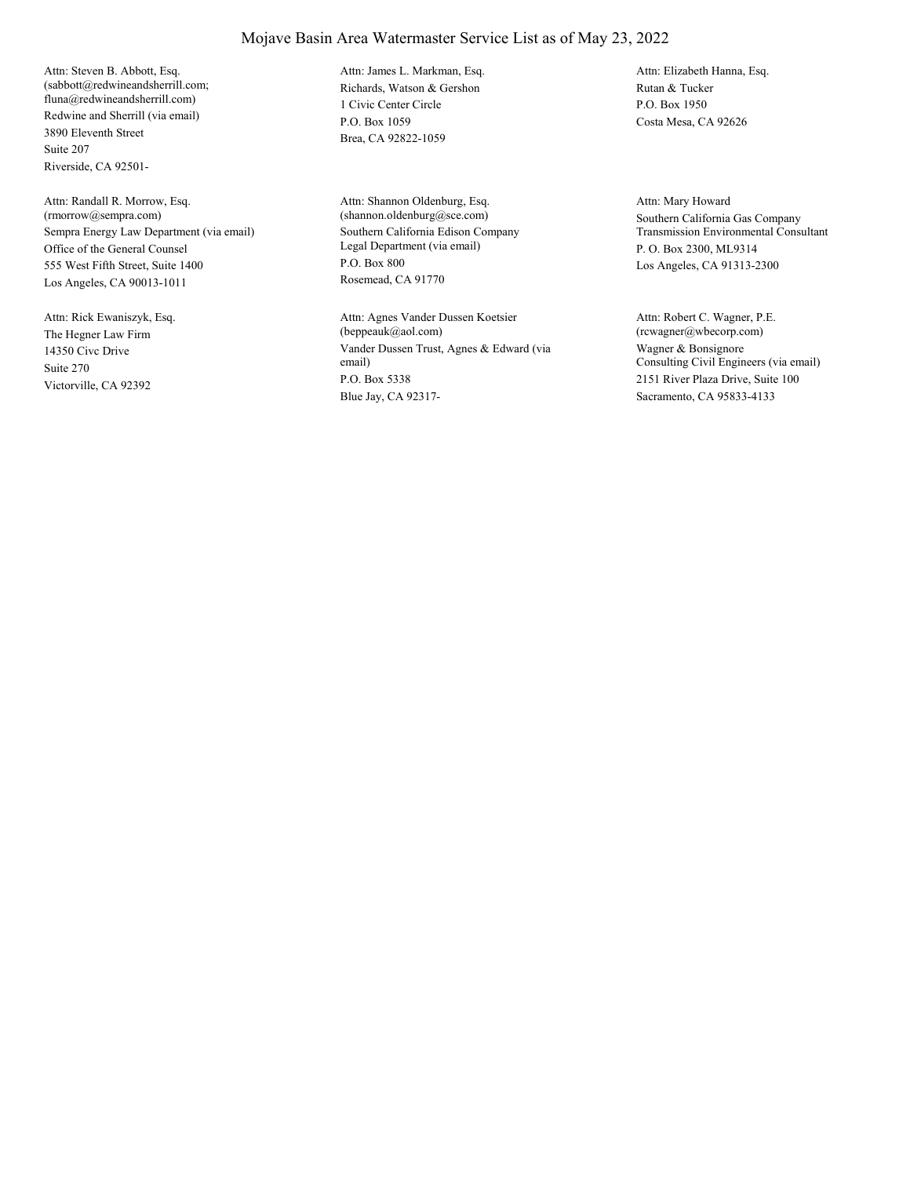# Mojave Basin Area Watermaster Service List as of May 23, 2022

Attn: Steven B. Abbott, Esq.
(sabbott@redwineandsherrill.com; fluna@redwineandsherrill.com)
Redwine and Sherrill (via email)
3890 Eleventh Street
Suite 207
Riverside, CA 92501-

Attn: James L. Markman, Esq.
Richards, Watson & Gershon
1 Civic Center Circle
P.O. Box 1059
Brea, CA 92822-1059

Attn: Elizabeth Hanna, Esq.
Rutan & Tucker
P.O. Box 1950
Costa Mesa, CA 92626

Attn: Randall R. Morrow, Esq.
(rmorrow@sempra.com)
Sempra Energy Law Department (via email)
Office of the General Counsel
555 West Fifth Street, Suite 1400
Los Angeles, CA 90013-1011

Attn: Shannon Oldenburg, Esq.
(shannon.oldenburg@sce.com)
Southern California Edison Company
Legal Department (via email)
P.O. Box 800
Rosemead, CA 91770

Attn: Mary Howard
Southern California Gas Company
Transmission Environmental Consultant
P. O. Box 2300, ML9314
Los Angeles, CA 91313-2300

Attn: Rick Ewaniszyk, Esq.
The Hegner Law Firm
14350 Civc Drive
Suite 270
Victorville, CA 92392

Attn: Agnes Vander Dussen Koetsier
(beppeauk@aol.com)
Vander Dussen Trust, Agnes & Edward (via email)
P.O. Box 5338
Blue Jay, CA 92317-

Attn: Robert C. Wagner, P.E.
(rcwagner@wbecorp.com)
Wagner & Bonsignore
Consulting Civil Engineers (via email)
2151 River Plaza Drive, Suite 100
Sacramento, CA 95833-4133